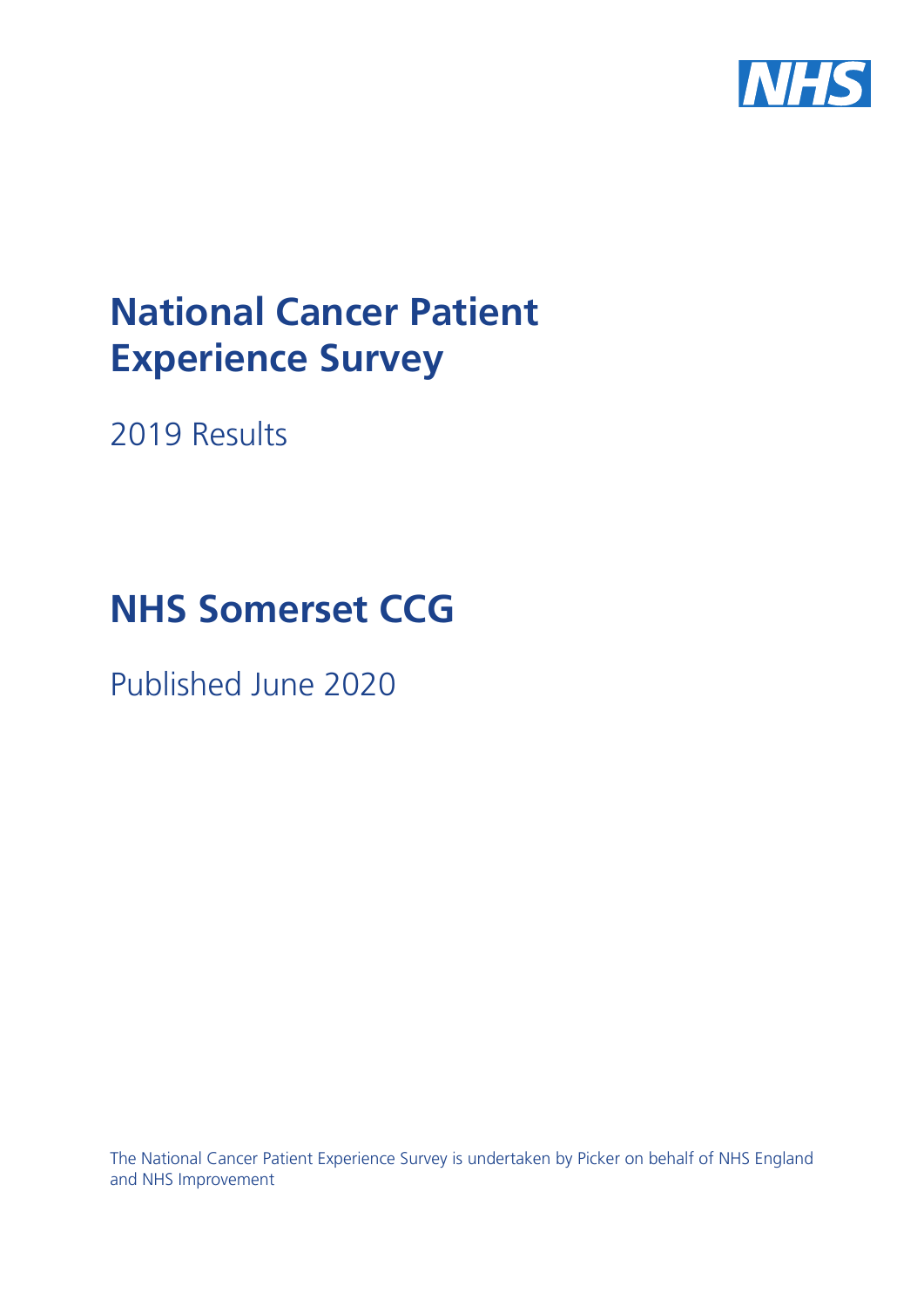# National Cancer Patient Experience Survey

2019 Results

# NHS Somerset CCG

Published June 2020

The National Cancer Patient Experience Survey is undertaken by Picker on behalf of NHS England and NHS Improvement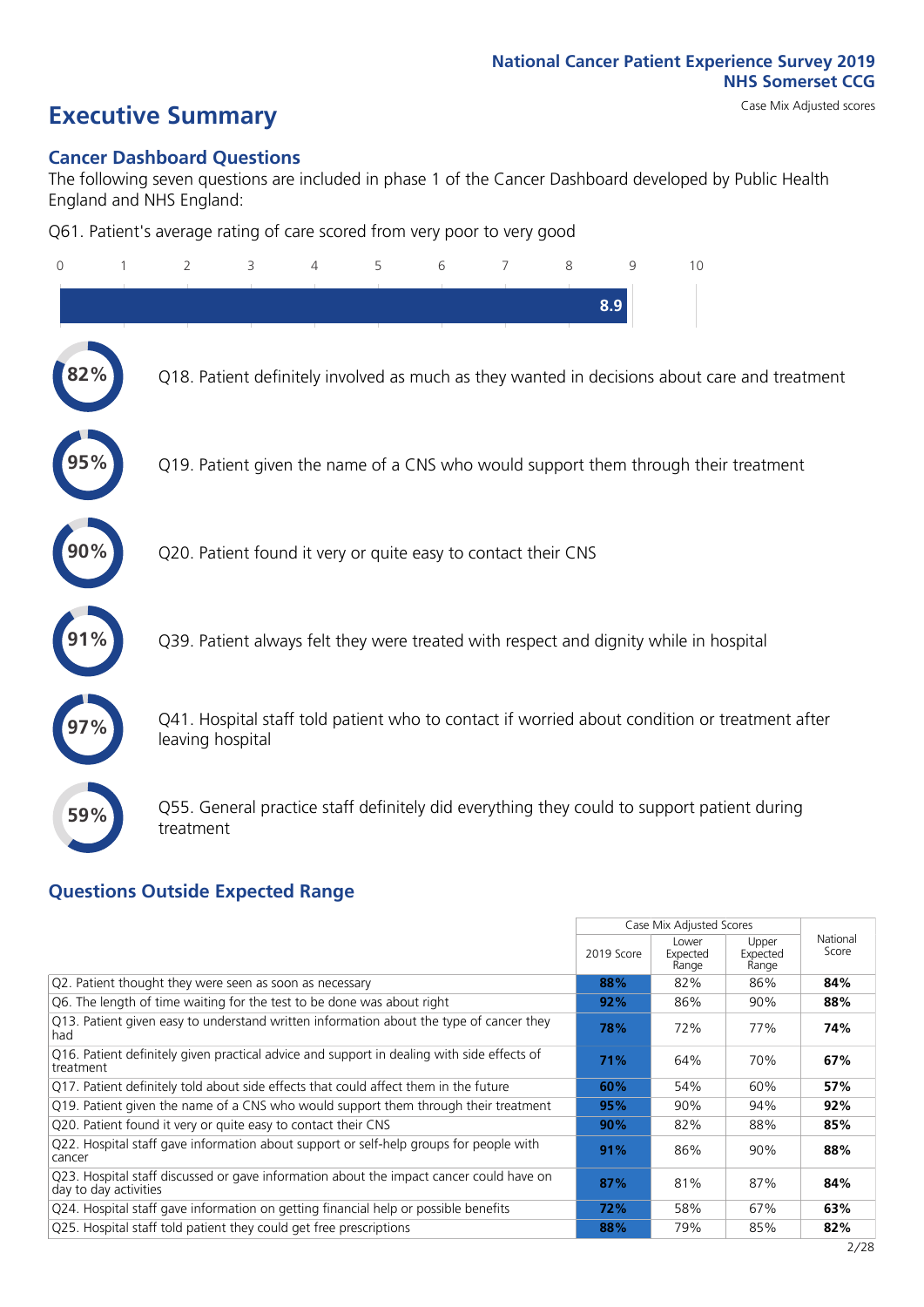National Cancer Patient Experience Survey 2019
NHS Somerset CCG

Case Mix Adjusted scores

# Executive Summary

## Cancer Dashboard Questions

The following seven questions are included in phase 1 of the Cancer Dashboard developed by Public Health England and NHS England:

Q61. Patient's average rating of care scored from very poor to very good

8.9

82% Q18. Patient definitely involved as much as they wanted in decisions about care and treatment

95% Q19. Patient given the name of a CNS who would support them through their treatment

90% Q20. Patient found it very or quite easy to contact their CNS

91% Q39. Patient always felt they were treated with respect and dignity while in hospital

97% Q41. Hospital staff told patient who to contact if worried about condition or treatment after leaving hospital

59% Q55. General practice staff definitely did everything they could to support patient during treatment

## Questions Outside Expected Range

| | Case Mix Adjusted Scores | | | National Score |
|---|---|---|---|---|
| | 2019 Score | Lower Expected Range | Upper Expected Range | |
| Q2. Patient thought they were seen as soon as necessary | **88%** | 82% | 86% | **84%** |
| Q6. The length of time waiting for the test to be done was about right | **92%** | 86% | 90% | **88%** |
| Q13. Patient given easy to understand written information about the type of cancer they had | **78%** | 72% | 77% | **74%** |
| Q16. Patient definitely given practical advice and support in dealing with side effects of treatment | **71%** | 64% | 70% | **67%** |
| Q17. Patient definitely told about side effects that could affect them in the future | **60%** | 54% | 60% | **57%** |
| Q19. Patient given the name of a CNS who would support them through their treatment | **95%** | 90% | 94% | **92%** |
| Q20. Patient found it very or quite easy to contact their CNS | **90%** | 82% | 88% | **85%** |
| Q22. Hospital staff gave information about support or self-help groups for people with cancer | **91%** | 86% | 90% | **88%** |
| Q23. Hospital staff discussed or gave information about the impact cancer could have on day to day activities | **87%** | 81% | 87% | **84%** |
| Q24. Hospital staff gave information on getting financial help or possible benefits | **72%** | 58% | 67% | **63%** |
| Q25. Hospital staff told patient they could get free prescriptions | **88%** | 79% | 85% | **82%** |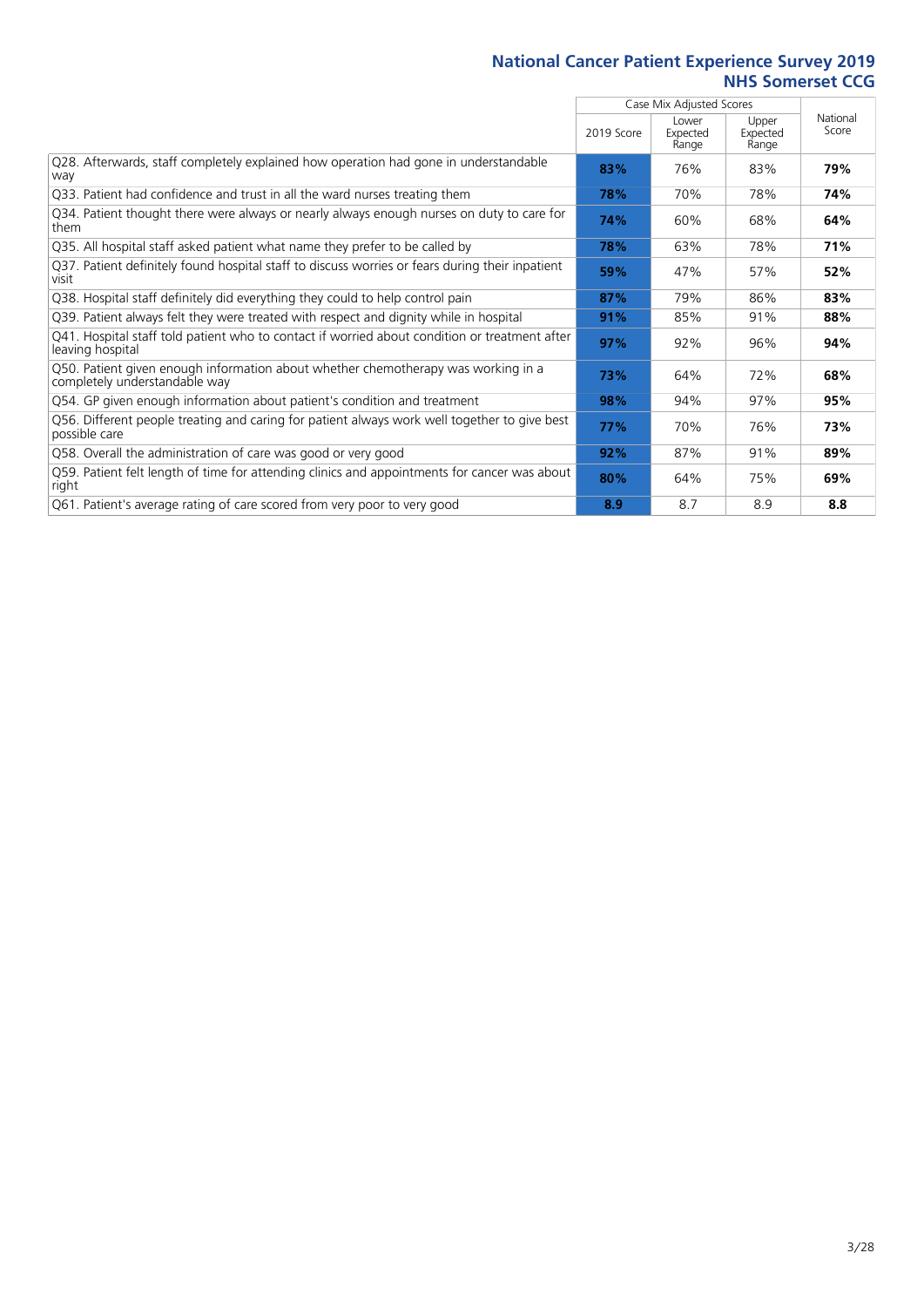# National Cancer Patient Experience Survey 2019
## NHS Somerset CCG

| | Case Mix Adjusted Scores | | | National Score |
|---|---|---|---|---|
| | 2019 Score | Lower Expected Range | Upper Expected Range | |
| Q28. Afterwards, staff completely explained how operation had gone in understandable way | **83%** | 76% | 83% | **79%** |
| Q33. Patient had confidence and trust in all the ward nurses treating them | **78%** | 70% | 78% | **74%** |
| Q34. Patient thought there were always or nearly always enough nurses on duty to care for them | **74%** | 60% | 68% | **64%** |
| Q35. All hospital staff asked patient what name they prefer to be called by | **78%** | 63% | 78% | **71%** |
| Q37. Patient definitely found hospital staff to discuss worries or fears during their inpatient visit | **59%** | 47% | 57% | **52%** |
| Q38. Hospital staff definitely did everything they could to help control pain | **87%** | 79% | 86% | **83%** |
| Q39. Patient always felt they were treated with respect and dignity while in hospital | **91%** | 85% | 91% | **88%** |
| Q41. Hospital staff told patient who to contact if worried about condition or treatment after leaving hospital | **97%** | 92% | 96% | **94%** |
| Q50. Patient given enough information about whether chemotherapy was working in a completely understandable way | **73%** | 64% | 72% | **68%** |
| Q54. GP given enough information about patient's condition and treatment | **98%** | 94% | 97% | **95%** |
| Q56. Different people treating and caring for patient always work well together to give best possible care | **77%** | 70% | 76% | **73%** |
| Q58. Overall the administration of care was good or very good | **92%** | 87% | 91% | **89%** |
| Q59. Patient felt length of time for attending clinics and appointments for cancer was about right | **80%** | 64% | 75% | **69%** |
| Q61. Patient's average rating of care scored from very poor to very good | **8.9** | 8.7 | 8.9 | **8.8** |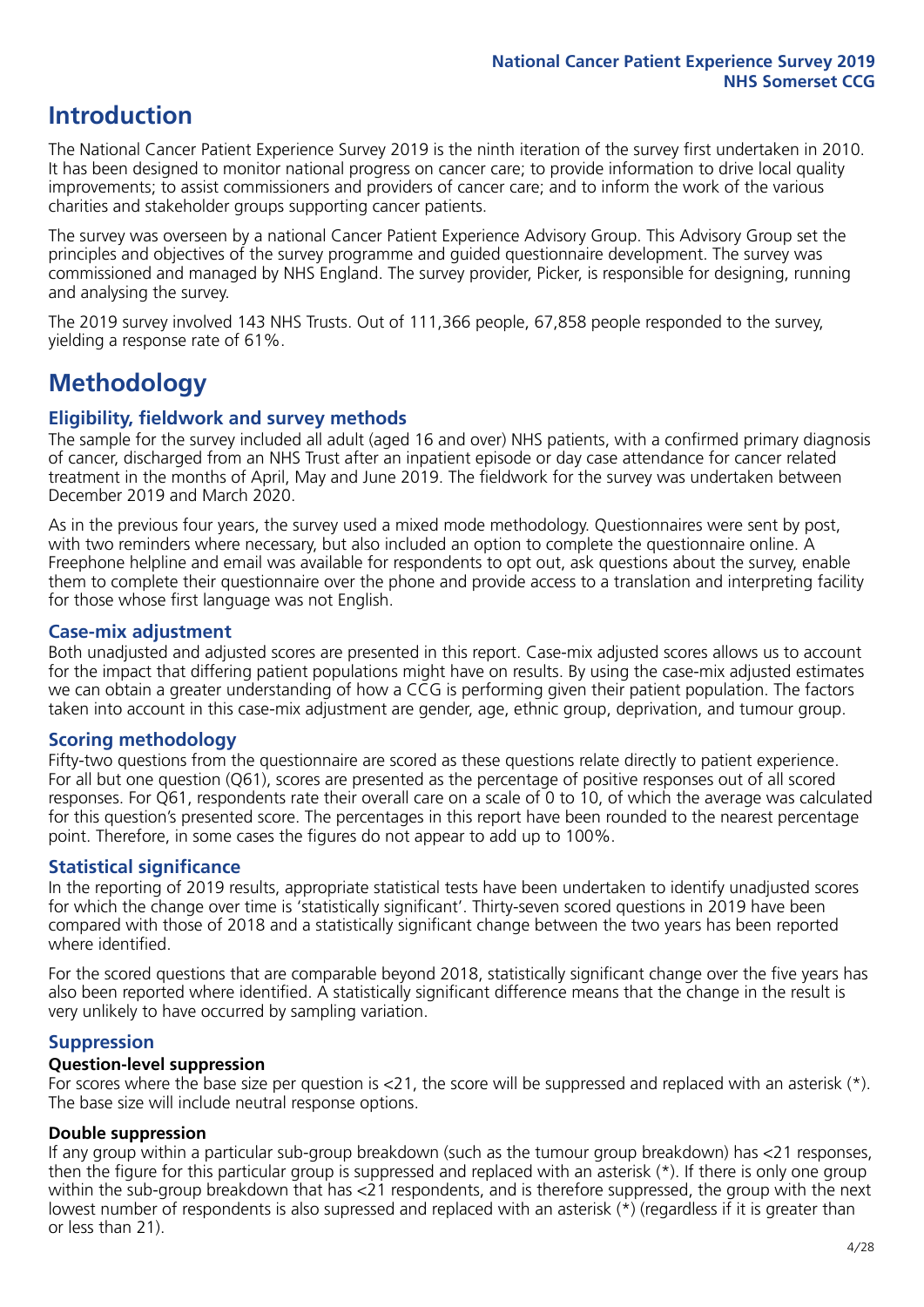# Introduction

The National Cancer Patient Experience Survey 2019 is the ninth iteration of the survey first undertaken in 2010. It has been designed to monitor national progress on cancer care; to provide information to drive local quality improvements; to assist commissioners and providers of cancer care; and to inform the work of the various charities and stakeholder groups supporting cancer patients.

The survey was overseen by a national Cancer Patient Experience Advisory Group. This Advisory Group set the principles and objectives of the survey programme and guided questionnaire development. The survey was commissioned and managed by NHS England. The survey provider, Picker, is responsible for designing, running and analysing the survey.

The 2019 survey involved 143 NHS Trusts. Out of 111,366 people, 67,858 people responded to the survey, yielding a response rate of 61%.

# Methodology

## Eligibility, fieldwork and survey methods

The sample for the survey included all adult (aged 16 and over) NHS patients, with a confirmed primary diagnosis of cancer, discharged from an NHS Trust after an inpatient episode or day case attendance for cancer related treatment in the months of April, May and June 2019. The fieldwork for the survey was undertaken between December 2019 and March 2020.

As in the previous four years, the survey used a mixed mode methodology. Questionnaires were sent by post, with two reminders where necessary, but also included an option to complete the questionnaire online. A Freephone helpline and email was available for respondents to opt out, ask questions about the survey, enable them to complete their questionnaire over the phone and provide access to a translation and interpreting facility for those whose first language was not English.

## Case-mix adjustment

Both unadjusted and adjusted scores are presented in this report. Case-mix adjusted scores allows us to account for the impact that differing patient populations might have on results. By using the case-mix adjusted estimates we can obtain a greater understanding of how a CCG is performing given their patient population. The factors taken into account in this case-mix adjustment are gender, age, ethnic group, deprivation, and tumour group.

## Scoring methodology

Fifty-two questions from the questionnaire are scored as these questions relate directly to patient experience. For all but one question (Q61), scores are presented as the percentage of positive responses out of all scored responses. For Q61, respondents rate their overall care on a scale of 0 to 10, of which the average was calculated for this question's presented score. The percentages in this report have been rounded to the nearest percentage point. Therefore, in some cases the figures do not appear to add up to 100%.

## Statistical significance

In the reporting of 2019 results, appropriate statistical tests have been undertaken to identify unadjusted scores for which the change over time is 'statistically significant'. Thirty-seven scored questions in 2019 have been compared with those of 2018 and a statistically significant change between the two years has been reported where identified.

For the scored questions that are comparable beyond 2018, statistically significant change over the five years has also been reported where identified. A statistically significant difference means that the change in the result is very unlikely to have occurred by sampling variation.

## Suppression

### Question-level suppression

For scores where the base size per question is <21, the score will be suppressed and replaced with an asterisk (*). The base size will include neutral response options.

### Double suppression

If any group within a particular sub-group breakdown (such as the tumour group breakdown) has <21 responses, then the figure for this particular group is suppressed and replaced with an asterisk (*). If there is only one group within the sub-group breakdown that has <21 respondents, and is therefore suppressed, the group with the next lowest number of respondents is also supressed and replaced with an asterisk (*) (regardless if it is greater than or less than 21).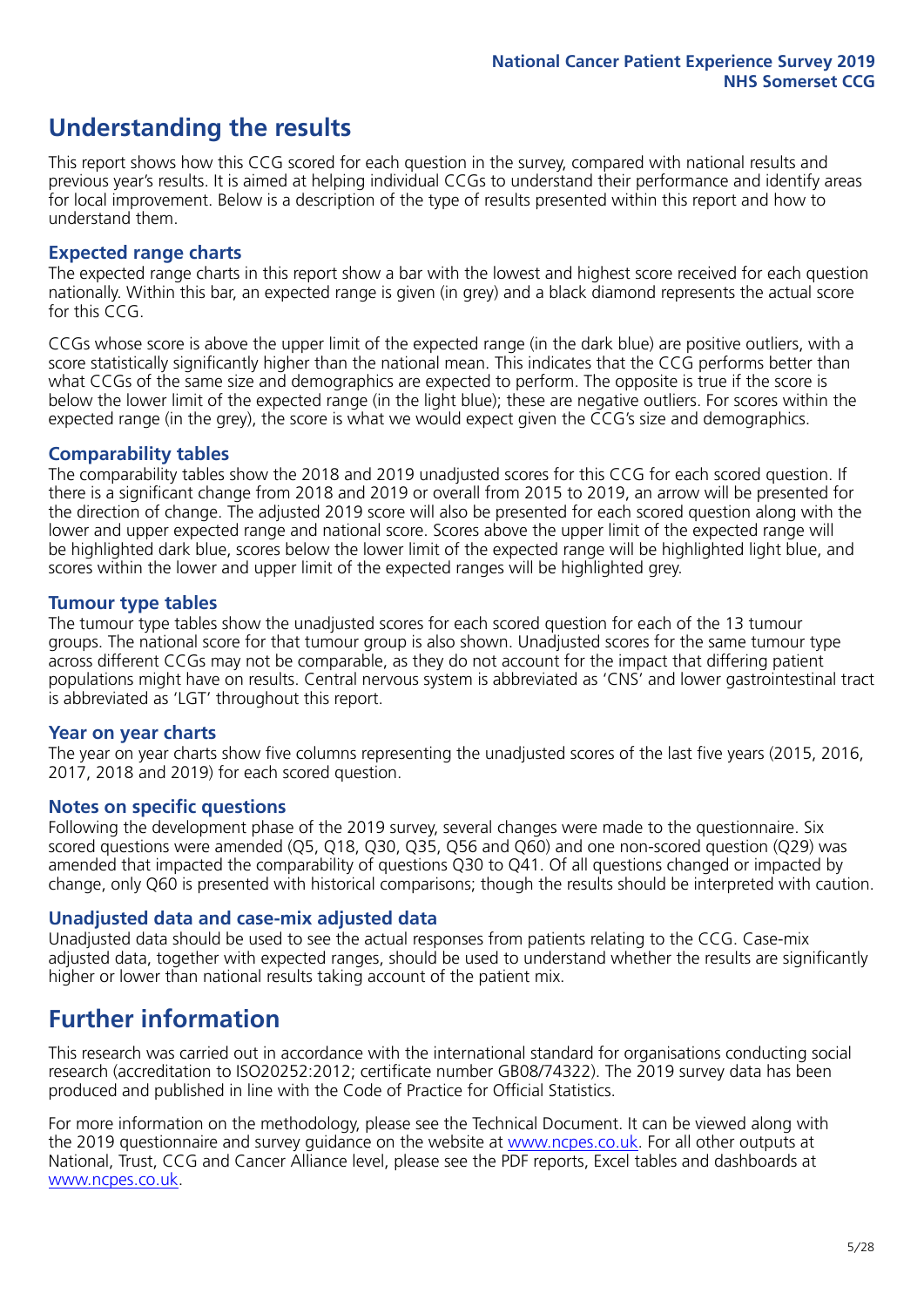# Understanding the results

This report shows how this CCG scored for each question in the survey, compared with national results and previous year's results. It is aimed at helping individual CCGs to understand their performance and identify areas for local improvement. Below is a description of the type of results presented within this report and how to understand them.

## Expected range charts

The expected range charts in this report show a bar with the lowest and highest score received for each question nationally. Within this bar, an expected range is given (in grey) and a black diamond represents the actual score for this CCG.

CCGs whose score is above the upper limit of the expected range (in the dark blue) are positive outliers, with a score statistically significantly higher than the national mean. This indicates that the CCG performs better than what CCGs of the same size and demographics are expected to perform. The opposite is true if the score is below the lower limit of the expected range (in the light blue); these are negative outliers. For scores within the expected range (in the grey), the score is what we would expect given the CCG's size and demographics.

## Comparability tables

The comparability tables show the 2018 and 2019 unadjusted scores for this CCG for each scored question. If there is a significant change from 2018 and 2019 or overall from 2015 to 2019, an arrow will be presented for the direction of change. The adjusted 2019 score will also be presented for each scored question along with the lower and upper expected range and national score. Scores above the upper limit of the expected range will be highlighted dark blue, scores below the lower limit of the expected range will be highlighted light blue, and scores within the lower and upper limit of the expected ranges will be highlighted grey.

## Tumour type tables

The tumour type tables show the unadjusted scores for each scored question for each of the 13 tumour groups. The national score for that tumour group is also shown. Unadjusted scores for the same tumour type across different CCGs may not be comparable, as they do not account for the impact that differing patient populations might have on results. Central nervous system is abbreviated as 'CNS' and lower gastrointestinal tract is abbreviated as 'LGT' throughout this report.

## Year on year charts

The year on year charts show five columns representing the unadjusted scores of the last five years (2015, 2016, 2017, 2018 and 2019) for each scored question.

## Notes on specific questions

Following the development phase of the 2019 survey, several changes were made to the questionnaire. Six scored questions were amended (Q5, Q18, Q30, Q35, Q56 and Q60) and one non-scored question (Q29) was amended that impacted the comparability of questions Q30 to Q41. Of all questions changed or impacted by change, only Q60 is presented with historical comparisons; though the results should be interpreted with caution.

## Unadjusted data and case-mix adjusted data

Unadjusted data should be used to see the actual responses from patients relating to the CCG. Case-mix adjusted data, together with expected ranges, should be used to understand whether the results are significantly higher or lower than national results taking account of the patient mix.

# Further information

This research was carried out in accordance with the international standard for organisations conducting social research (accreditation to ISO20252:2012; certificate number GB08/74322). The 2019 survey data has been produced and published in line with the Code of Practice for Official Statistics.

For more information on the methodology, please see the Technical Document. It can be viewed along with the 2019 questionnaire and survey guidance on the website at www.ncpes.co.uk. For all other outputs at National, Trust, CCG and Cancer Alliance level, please see the PDF reports, Excel tables and dashboards at www.ncpes.co.uk.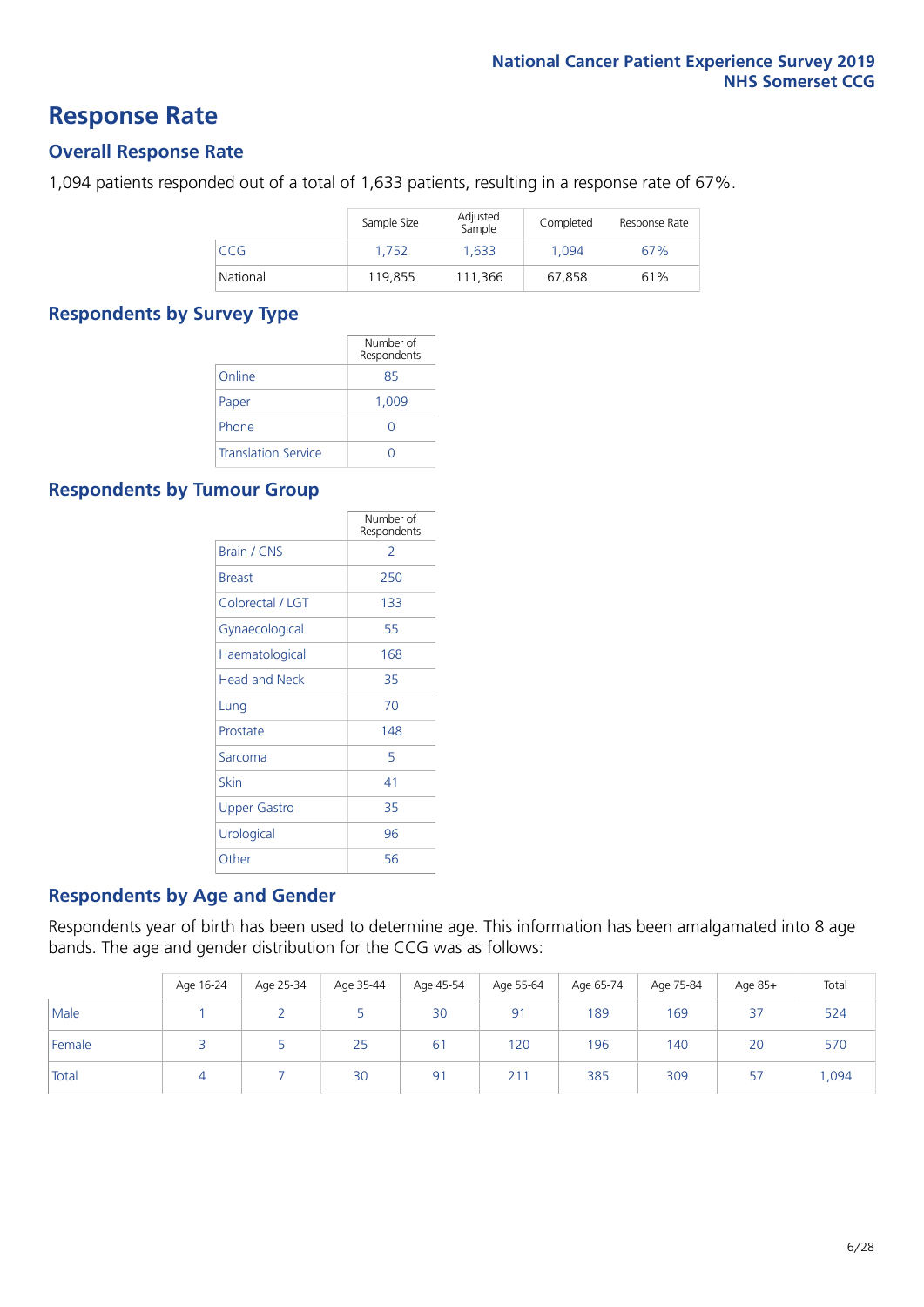# Response Rate

## Overall Response Rate

1,094 patients responded out of a total of 1,633 patients, resulting in a response rate of 67%.

| | Sample Size | Adjusted Sample | Completed | Response Rate |
|---|---|---|---|---|
| CCG | 1,752 | 1,633 | 1,094 | 67% |
| National | 119,855 | 111,366 | 67,858 | 61% |

## Respondents by Survey Type

| | Number of Respondents |
|---|---|
| Online | 85 |
| Paper | 1,009 |
| Phone | 0 |
| Translation Service | 0 |

## Respondents by Tumour Group

| | Number of Respondents |
|---|---|
| Brain / CNS | 2 |
| Breast | 250 |
| Colorectal / LGT | 133 |
| Gynaecological | 55 |
| Haematological | 168 |
| Head and Neck | 35 |
| Lung | 70 |
| Prostate | 148 |
| Sarcoma | 5 |
| Skin | 41 |
| Upper Gastro | 35 |
| Urological | 96 |
| Other | 56 |

## Respondents by Age and Gender

Respondents year of birth has been used to determine age. This information has been amalgamated into 8 age bands. The age and gender distribution for the CCG was as follows:

| | Age 16-24 | Age 25-34 | Age 35-44 | Age 45-54 | Age 55-64 | Age 65-74 | Age 75-84 | Age 85+ | Total |
|---|---|---|---|---|---|---|---|---|---|
| Male | 1 | 2 | 5 | 30 | 91 | 189 | 169 | 37 | 524 |
| Female | 3 | 5 | 25 | 61 | 120 | 196 | 140 | 20 | 570 |
| Total | 4 | 7 | 30 | 91 | 211 | 385 | 309 | 57 | 1,094 |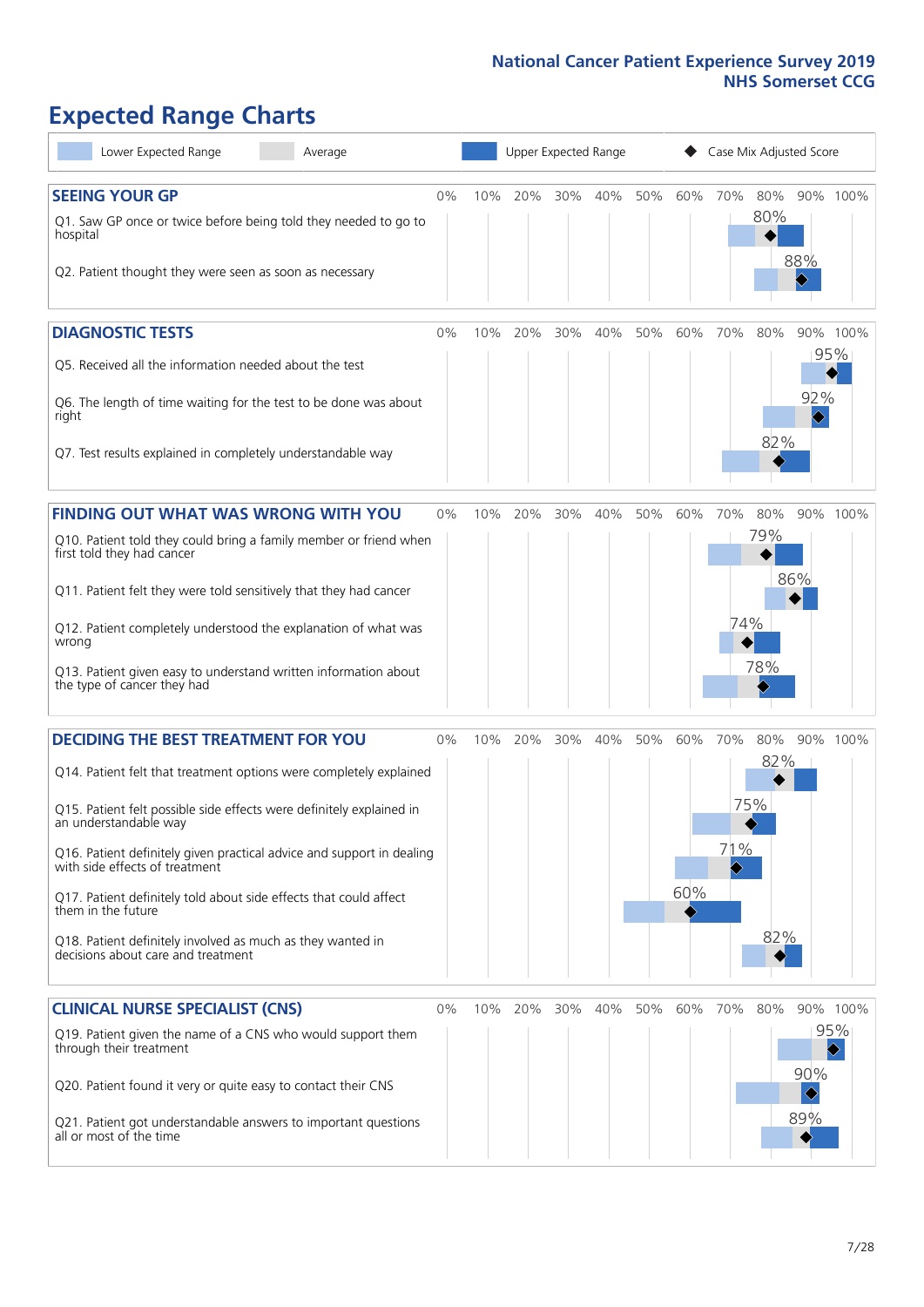# Expected Range Charts

Lower Expected Range | Average | Upper Expected Range | ◆ Case Mix Adjusted Score

## SEEING YOUR GP

| Question | Case Mix Adjusted Score |
|---|---|
| Q1. Saw GP once or twice before being told they needed to go to hospital | 80% |
| Q2. Patient thought they were seen as soon as necessary | 88% |

## DIAGNOSTIC TESTS

| Question | Case Mix Adjusted Score |
|---|---|
| Q5. Received all the information needed about the test | 95% |
| Q6. The length of time waiting for the test to be done was about right | 92% |
| Q7. Test results explained in completely understandable way | 82% |

## FINDING OUT WHAT WAS WRONG WITH YOU

| Question | Case Mix Adjusted Score |
|---|---|
| Q10. Patient told they could bring a family member or friend when first told they had cancer | 79% |
| Q11. Patient felt they were told sensitively that they had cancer | 86% |
| Q12. Patient completely understood the explanation of what was wrong | 74% |
| Q13. Patient given easy to understand written information about the type of cancer they had | 78% |

## DECIDING THE BEST TREATMENT FOR YOU

| Question | Case Mix Adjusted Score |
|---|---|
| Q14. Patient felt that treatment options were completely explained | 82% |
| Q15. Patient felt possible side effects were definitely explained in an understandable way | 75% |
| Q16. Patient definitely given practical advice and support in dealing with side effects of treatment | 71% |
| Q17. Patient definitely told about side effects that could affect them in the future | 60% |
| Q18. Patient definitely involved as much as they wanted in decisions about care and treatment | 82% |

## CLINICAL NURSE SPECIALIST (CNS)

| Question | Case Mix Adjusted Score |
|---|---|
| Q19. Patient given the name of a CNS who would support them through their treatment | 95% |
| Q20. Patient found it very or quite easy to contact their CNS | 90% |
| Q21. Patient got understandable answers to important questions all or most of the time | 89% |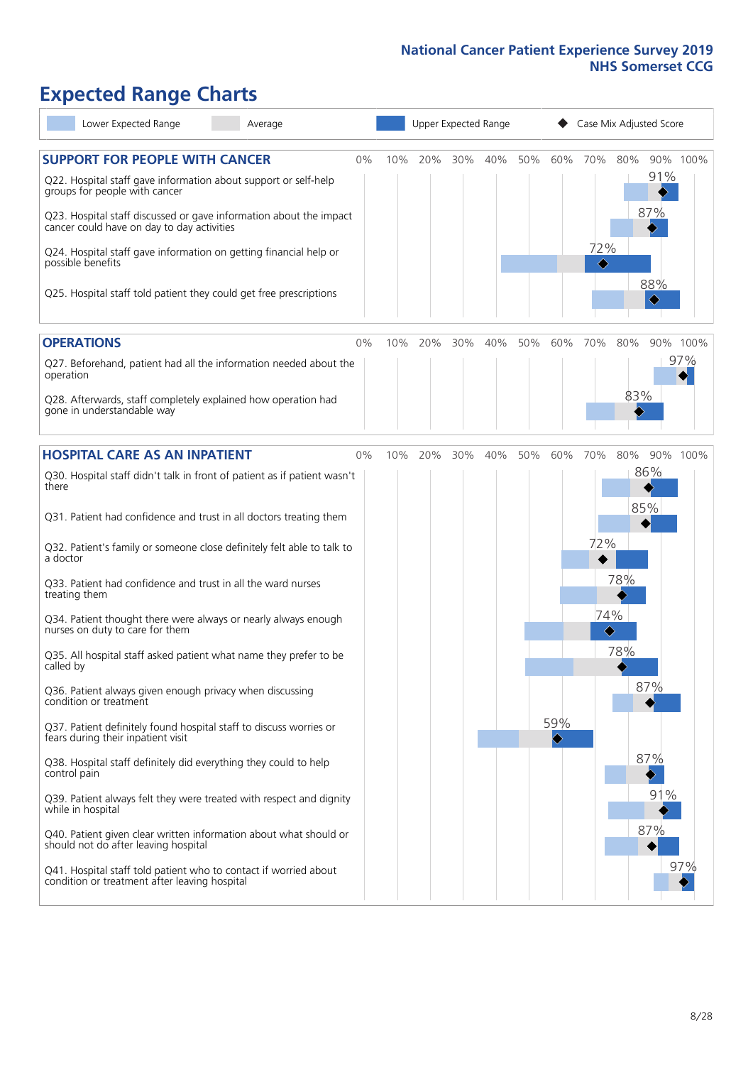# Expected Range Charts

Lower Expected Range | Average | Upper Expected Range | Case Mix Adjusted Score

## SUPPORT FOR PEOPLE WITH CANCER

| Question | Case Mix Adjusted Score |
|---|---|
| Q22. Hospital staff gave information about support or self-help groups for people with cancer | 91% |
| Q23. Hospital staff discussed or gave information about the impact cancer could have on day to day activities | 87% |
| Q24. Hospital staff gave information on getting financial help or possible benefits | 72% |
| Q25. Hospital staff told patient they could get free prescriptions | 88% |

## OPERATIONS

| Question | Case Mix Adjusted Score |
|---|---|
| Q27. Beforehand, patient had all the information needed about the operation | 97% |
| Q28. Afterwards, staff completely explained how operation had gone in understandable way | 83% |

## HOSPITAL CARE AS AN INPATIENT

| Question | Case Mix Adjusted Score |
|---|---|
| Q30. Hospital staff didn't talk in front of patient as if patient wasn't there | 86% |
| Q31. Patient had confidence and trust in all doctors treating them | 85% |
| Q32. Patient's family or someone close definitely felt able to talk to a doctor | 72% |
| Q33. Patient had confidence and trust in all the ward nurses treating them | 78% |
| Q34. Patient thought there were always or nearly always enough nurses on duty to care for them | 74% |
| Q35. All hospital staff asked patient what name they prefer to be called by | 78% |
| Q36. Patient always given enough privacy when discussing condition or treatment | 87% |
| Q37. Patient definitely found hospital staff to discuss worries or fears during their inpatient visit | 59% |
| Q38. Hospital staff definitely did everything they could to help control pain | 87% |
| Q39. Patient always felt they were treated with respect and dignity while in hospital | 91% |
| Q40. Patient given clear written information about what should or should not do after leaving hospital | 87% |
| Q41. Hospital staff told patient who to contact if worried about condition or treatment after leaving hospital | 97% |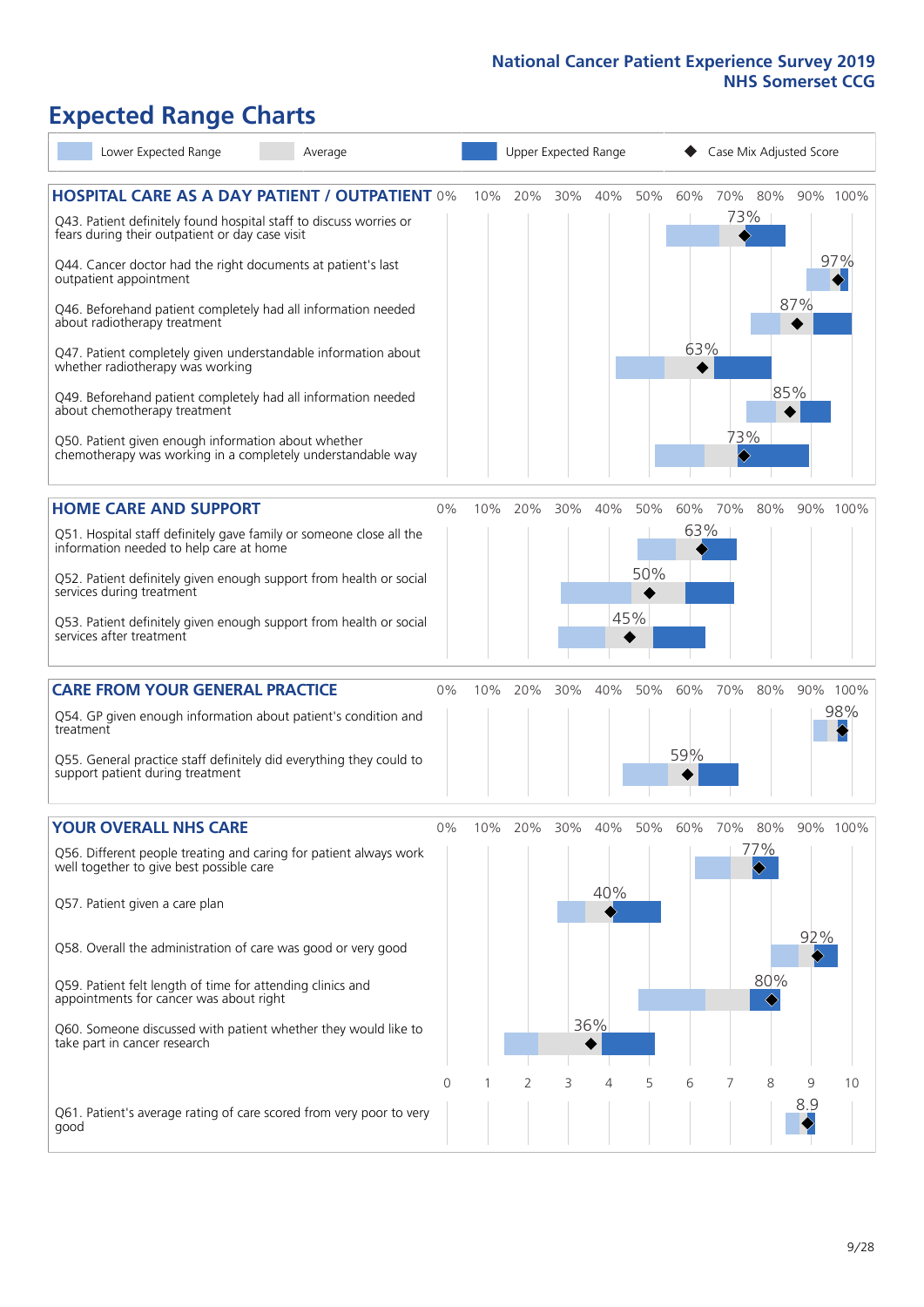# Expected Range Charts

Lower Expected Range | Average | Upper Expected Range | Case Mix Adjusted Score

## HOSPITAL CARE AS A DAY PATIENT / OUTPATIENT

| Question | Case Mix Adjusted Score |
|---|---|
| Q43. Patient definitely found hospital staff to discuss worries or fears during their outpatient or day case visit | 73% |
| Q44. Cancer doctor had the right documents at patient's last outpatient appointment | 97% |
| Q46. Beforehand patient completely had all information needed about radiotherapy treatment | 87% |
| Q47. Patient completely given understandable information about whether radiotherapy treatment was working | 63% |
| Q49. Beforehand patient completely had all information needed about chemotherapy treatment | 85% |
| Q50. Patient given enough information about whether chemotherapy was working in a completely understandable way | 73% |

## HOME CARE AND SUPPORT

| Question | Case Mix Adjusted Score |
|---|---|
| Q51. Hospital staff definitely gave family or someone close all the information needed to help care at home | 63% |
| Q52. Patient definitely given enough support from health or social services during treatment | 50% |
| Q53. Patient definitely given enough support from health or social services after treatment | 45% |

## CARE FROM YOUR GENERAL PRACTICE

| Question | Case Mix Adjusted Score |
|---|---|
| Q54. GP given enough information about patient's condition and treatment | 98% |
| Q55. General practice staff definitely did everything they could to support patient during treatment | 59% |

## YOUR OVERALL NHS CARE

| Question | Case Mix Adjusted Score |
|---|---|
| Q56. Different people treating and caring for patient always work well together to give best possible care | 77% |
| Q57. Patient given a care plan | 40% |
| Q58. Overall the administration of care was good or very good | 92% |
| Q59. Patient felt length of time for attending clinics and appointments for cancer was about right | 80% |
| Q60. Someone discussed with patient whether they would like to take part in cancer research | 36% |
| Q61. Patient's average rating of care scored from very poor to very good | 8.9 |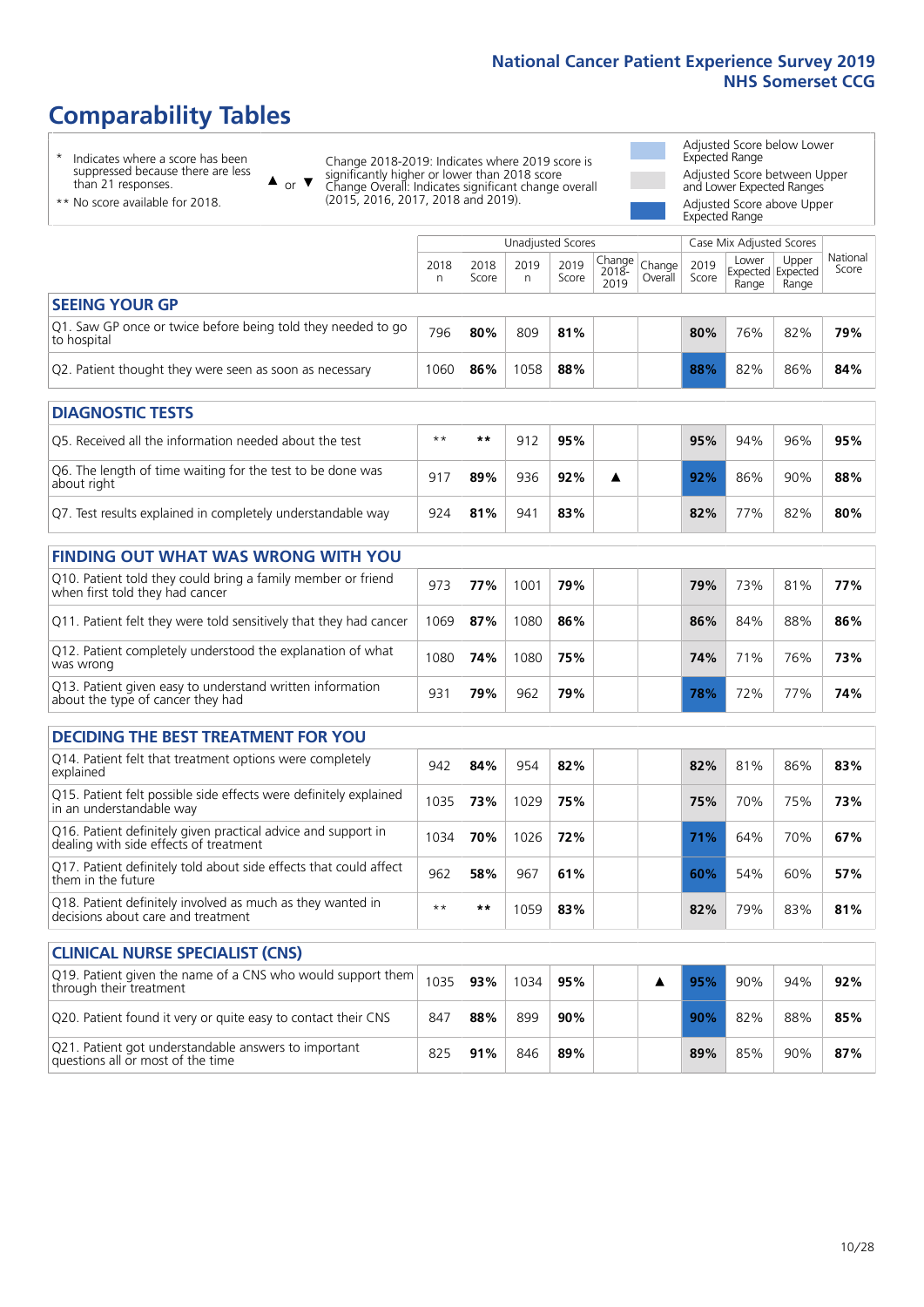# Comparability Tables

- \* Indicates where a score has been suppressed because there are less than 21 responses.
- \*\* No score available for 2018.

▲ or ▼ Change 2018-2019: Indicates where 2019 score is significantly higher or lower than 2018 score. Change Overall: Indicates significant change overall (2015, 2016, 2017, 2018 and 2019).

- Adjusted Score below Lower Expected Range
- Adjusted Score between Upper and Lower Expected Ranges
- Adjusted Score above Upper Expected Range

| | Unadjusted Scores | | | | | | Case Mix Adjusted Scores | | | |
|---|---|---|---|---|---|---|---|---|---|---|
| | 2018 n | 2018 Score | 2019 n | 2019 Score | Change 2018-2019 | Change Overall | 2019 Score | Lower Expected Range | Upper Expected Range | National Score |
| **SEEING YOUR GP** | | | | | | | | | | |
| Q1. Saw GP once or twice before being told they needed to go to hospital | 796 | **80%** | 809 | **81%** | | | **80%** | 76% | 82% | **79%** |
| Q2. Patient thought they were seen as soon as necessary | 1060 | **86%** | 1058 | **88%** | | | **88%** | 82% | 86% | **84%** |
| **DIAGNOSTIC TESTS** | | | | | | | | | | |
| Q5. Received all the information needed about the test | ** | ** | 912 | **95%** | | | **95%** | 94% | 96% | **95%** |
| Q6. The length of time waiting for the test to be done was about right | 917 | **89%** | 936 | **92%** | ▲ | | **92%** | 86% | 90% | **88%** |
| Q7. Test results explained in completely understandable way | 924 | **81%** | 941 | **83%** | | | **82%** | 77% | 82% | **80%** |
| **FINDING OUT WHAT WAS WRONG WITH YOU** | | | | | | | | | | |
| Q10. Patient told they could bring a family member or friend when first told they had cancer | 973 | **77%** | 1001 | **79%** | | | **79%** | 73% | 81% | **77%** |
| Q11. Patient felt they were told sensitively that they had cancer | 1069 | **87%** | 1080 | **86%** | | | **86%** | 84% | 88% | **86%** |
| Q12. Patient completely understood the explanation of what was wrong | 1080 | **74%** | 1080 | **75%** | | | **74%** | 71% | 76% | **73%** |
| Q13. Patient given easy to understand written information about the type of cancer they had | 931 | **79%** | 962 | **79%** | | | **78%** | 72% | 77% | **74%** |
| **DECIDING THE BEST TREATMENT FOR YOU** | | | | | | | | | | |
| Q14. Patient felt that treatment options were completely explained | 942 | **84%** | 954 | **82%** | | | **82%** | 81% | 86% | **83%** |
| Q15. Patient felt possible side effects were definitely explained in an understandable way | 1035 | **73%** | 1029 | **75%** | | | **75%** | 70% | 75% | **73%** |
| Q16. Patient definitely given practical advice and support in dealing with side effects of treatment | 1034 | **70%** | 1026 | **72%** | | | **71%** | 64% | 70% | **67%** |
| Q17. Patient definitely told about side effects that could affect them in the future | 962 | **58%** | 967 | **61%** | | | **60%** | 54% | 60% | **57%** |
| Q18. Patient definitely involved as much as they wanted in decisions about care and treatment | ** | ** | 1059 | **83%** | | | **82%** | 79% | 83% | **81%** |
| **CLINICAL NURSE SPECIALIST (CNS)** | | | | | | | | | | |
| Q19. Patient given the name of a CNS who would support them through their treatment | 1035 | **93%** | 1034 | **95%** | | ▲ | **95%** | 90% | 94% | **92%** |
| Q20. Patient found it very or quite easy to contact their CNS | 847 | **88%** | 899 | **90%** | | | **90%** | 82% | 88% | **85%** |
| Q21. Patient got understandable answers to important questions all or most of the time | 825 | **91%** | 846 | **89%** | | | **89%** | 85% | 90% | **87%** |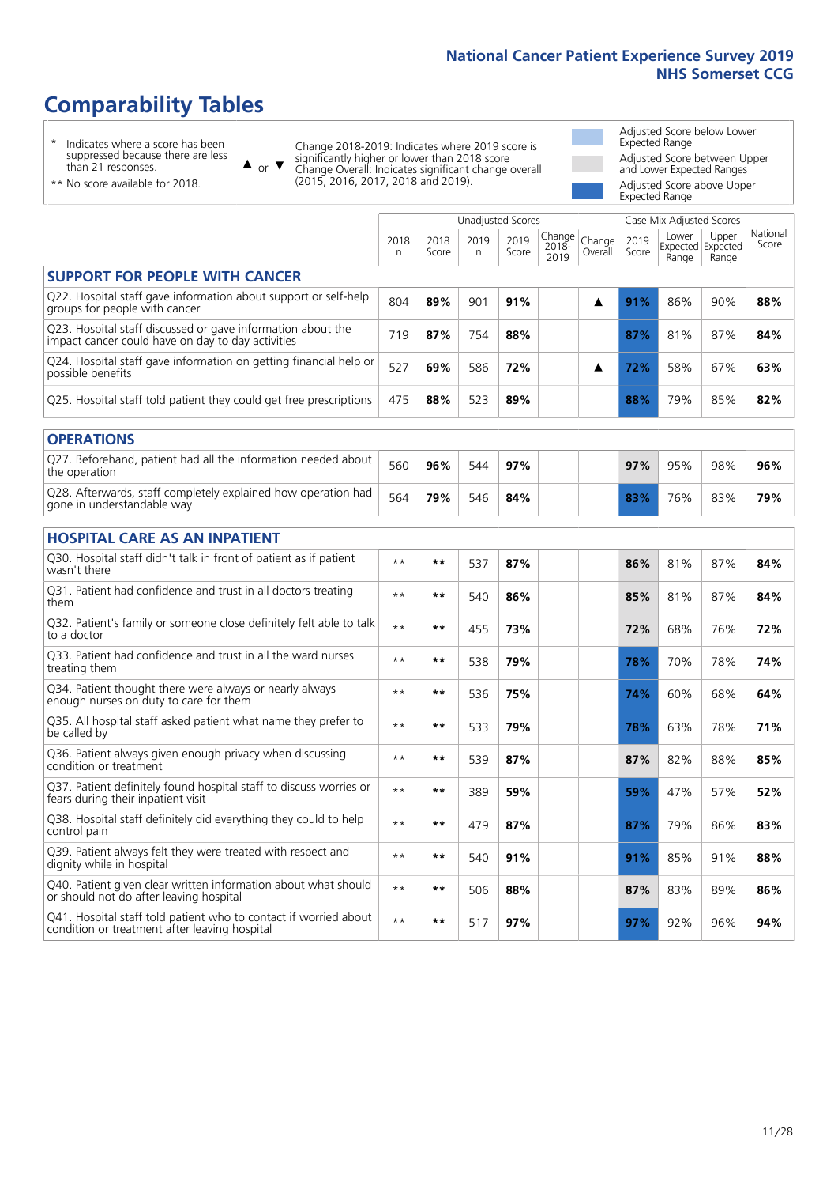# Comparability Tables

\* Indicates where a score has been suppressed because there are less than 21 responses.

\*\* No score available for 2018.

▲ or ▼ Change 2018-2019: Indicates where 2019 score is significantly higher or lower than 2018 score. Change Overall: Indicates significant change overall (2015, 2016, 2017, 2018 and 2019).

Adjusted Score below Lower Expected Range

Adjusted Score between Upper and Lower Expected Ranges

Adjusted Score above Upper Expected Range

| | Unadjusted Scores | | | | | | Case Mix Adjusted Scores | | | |
|---|---|---|---|---|---|---|---|---|---|---|
| | 2018 n | 2018 Score | 2019 n | 2019 Score | Change 2018-2019 | Change Overall | 2019 Score | Lower Expected Range | Upper Expected Range | National Score |
| **SUPPORT FOR PEOPLE WITH CANCER** | | | | | | | | | | |
| Q22. Hospital staff gave information about support or self-help groups for people with cancer | 804 | **89%** | 901 | **91%** | | ▲ | **91%** | 86% | 90% | **88%** |
| Q23. Hospital staff discussed or gave information about the impact cancer could have on day to day activities | 719 | **87%** | 754 | **88%** | | | **87%** | 81% | 87% | **84%** |
| Q24. Hospital staff gave information on getting financial help or possible benefits | 527 | **69%** | 586 | **72%** | | ▲ | **72%** | 58% | 67% | **63%** |
| Q25. Hospital staff told patient they could get free prescriptions | 475 | **88%** | 523 | **89%** | | | **88%** | 79% | 85% | **82%** |
| **OPERATIONS** | | | | | | | | | | |
| Q27. Beforehand, patient had all the information needed about the operation | 560 | **96%** | 544 | **97%** | | | **97%** | 95% | 98% | **96%** |
| Q28. Afterwards, staff completely explained how operation had gone in understandable way | 564 | **79%** | 546 | **84%** | | | **83%** | 76% | 83% | **79%** |
| **HOSPITAL CARE AS AN INPATIENT** | | | | | | | | | | |
| Q30. Hospital staff didn't talk in front of patient as if patient wasn't there | ** | ** | 537 | **87%** | | | **86%** | 81% | 87% | **84%** |
| Q31. Patient had confidence and trust in all doctors treating them | ** | ** | 540 | **86%** | | | **85%** | 81% | 87% | **84%** |
| Q32. Patient's family or someone close definitely felt able to talk to a doctor | ** | ** | 455 | **73%** | | | **72%** | 68% | 76% | **72%** |
| Q33. Patient had confidence and trust in all the ward nurses treating them | ** | ** | 538 | **79%** | | | **78%** | 70% | 78% | **74%** |
| Q34. Patient thought there were always or nearly always enough nurses on duty to care for them | ** | ** | 536 | **75%** | | | **74%** | 60% | 68% | **64%** |
| Q35. All hospital staff asked patient what name they prefer to be called by | ** | ** | 533 | **79%** | | | **78%** | 63% | 78% | **71%** |
| Q36. Patient always given enough privacy when discussing condition or treatment | ** | ** | 539 | **87%** | | | **87%** | 82% | 88% | **85%** |
| Q37. Patient definitely found hospital staff to discuss worries or fears during their inpatient visit | ** | ** | 389 | **59%** | | | **59%** | 47% | 57% | **52%** |
| Q38. Hospital staff definitely did everything they could to help control pain | ** | ** | 479 | **87%** | | | **87%** | 79% | 86% | **83%** |
| Q39. Patient always felt they were treated with respect and dignity while in hospital | ** | ** | 540 | **91%** | | | **91%** | 85% | 91% | **88%** |
| Q40. Patient given clear written information about what should or should not do after leaving hospital | ** | ** | 506 | **88%** | | | **87%** | 83% | 89% | **86%** |
| Q41. Hospital staff told patient who to contact if worried about condition or treatment after leaving hospital | ** | ** | 517 | **97%** | | | **97%** | 92% | 96% | **94%** |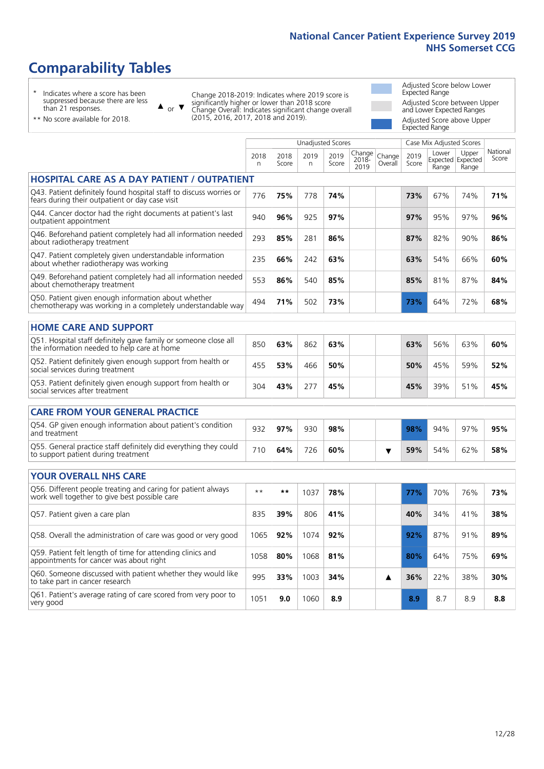# Comparability Tables

- \* Indicates where a score has been suppressed because there are less than 21 responses.
- \*\* No score available for 2018.

▲ or ▼ Change 2018-2019: Indicates where 2019 score is significantly higher or lower than 2018 score. Change Overall: Indicates significant change overall (2015, 2016, 2017, 2018 and 2019).

- Adjusted Score below Lower Expected Range
- Adjusted Score between Upper and Lower Expected Ranges
- Adjusted Score above Upper Expected Range

| | Unadjusted Scores | | | | | | Case Mix Adjusted Scores | | | |
|---|---|---|---|---|---|---|---|---|---|---|
| | 2018 n | 2018 Score | 2019 n | 2019 Score | Change 2018-2019 | Change Overall | 2019 Score | Lower Expected Range | Upper Expected Range | National Score |
| **HOSPITAL CARE AS A DAY PATIENT / OUTPATIENT** | | | | | | | | | | |
| Q43. Patient definitely found hospital staff to discuss worries or fears during their outpatient or day case visit | 776 | **75%** | 778 | **74%** | | | **73%** | 67% | 74% | **71%** |
| Q44. Cancer doctor had the right documents at patient's last outpatient appointment | 940 | **96%** | 925 | **97%** | | | **97%** | 95% | 97% | **96%** |
| Q46. Beforehand patient completely had all information needed about radiotherapy treatment | 293 | **85%** | 281 | **86%** | | | **87%** | 82% | 90% | **86%** |
| Q47. Patient completely given understandable information about whether radiotherapy was working | 235 | **66%** | 242 | **63%** | | | **63%** | 54% | 66% | **60%** |
| Q49. Beforehand patient completely had all information needed about chemotherapy treatment | 553 | **86%** | 540 | **85%** | | | **85%** | 81% | 87% | **84%** |
| Q50. Patient given enough information about whether chemotherapy was working in a completely understandable way | 494 | **71%** | 502 | **73%** | | | **73%** | 64% | 72% | **68%** |
| **HOME CARE AND SUPPORT** | | | | | | | | | | |
| Q51. Hospital staff definitely gave family or someone close all the information needed to help care at home | 850 | **63%** | 862 | **63%** | | | **63%** | 56% | 63% | **60%** |
| Q52. Patient definitely given enough support from health or social services during treatment | 455 | **53%** | 466 | **50%** | | | **50%** | 45% | 59% | **52%** |
| Q53. Patient definitely given enough support from health or social services after treatment | 304 | **43%** | 277 | **45%** | | | **45%** | 39% | 51% | **45%** |
| **CARE FROM YOUR GENERAL PRACTICE** | | | | | | | | | | |
| Q54. GP given enough information about patient's condition and treatment | 932 | **97%** | 930 | **98%** | | | **98%** | 94% | 97% | **95%** |
| Q55. General practice staff definitely did everything they could to support patient during treatment | 710 | **64%** | 726 | **60%** | | ▼ | **59%** | 54% | 62% | **58%** |
| **YOUR OVERALL NHS CARE** | | | | | | | | | | |
| Q56. Different people treating and caring for patient always work well together to give best possible care | \*\* | **\*\*** | 1037 | **78%** | | | **77%** | 70% | 76% | **73%** |
| Q57. Patient given a care plan | 835 | **39%** | 806 | **41%** | | | **40%** | 34% | 41% | **38%** |
| Q58. Overall the administration of care was good or very good | 1065 | **92%** | 1074 | **92%** | | | **92%** | 87% | 91% | **89%** |
| Q59. Patient felt length of time for attending clinics and appointments for cancer was about right | 1058 | **80%** | 1068 | **81%** | | | **80%** | 64% | 75% | **69%** |
| Q60. Someone discussed with patient whether they would like to take part in cancer research | 995 | **33%** | 1003 | **34%** | | ▲ | **36%** | 22% | 38% | **30%** |
| Q61. Patient's average rating of care scored from very poor to very good | 1051 | **9.0** | 1060 | **8.9** | | | **8.9** | 8.7 | 8.9 | **8.8** |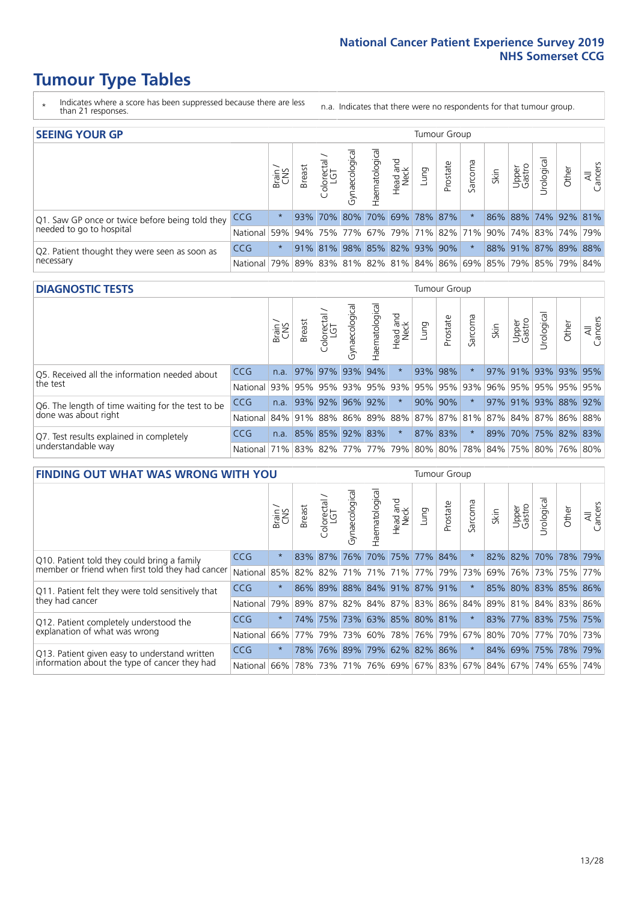# Tumour Type Tables

\* Indicates where a score has been suppressed because there are less than 21 responses.

n.a. Indicates that there were no respondents for that tumour group.

## SEEING YOUR GP

| | | Brain / CNS | Breast | Colorectal / LGT | Gynaecological | Haematological | Head and Neck | Lung | Prostate | Sarcoma | Skin | Upper Gastro | Urological | Other | All Cancers |
|---|---|---|---|---|---|---|---|---|---|---|---|---|---|---|---|
| Q1. Saw GP once or twice before being told they needed to go to hospital | CCG | * | 93% | 70% | 80% | 70% | 69% | 78% | 87% | * | 86% | 88% | 74% | 92% | 81% |
| | National | 59% | 94% | 75% | 77% | 67% | 79% | 71% | 82% | 71% | 90% | 74% | 83% | 74% | 79% |
| Q2. Patient thought they were seen as soon as necessary | CCG | * | 91% | 81% | 98% | 85% | 82% | 93% | 90% | * | 88% | 91% | 87% | 89% | 88% |
| | National | 79% | 89% | 83% | 81% | 82% | 81% | 84% | 86% | 69% | 85% | 79% | 85% | 79% | 84% |

## DIAGNOSTIC TESTS

| | | Brain / CNS | Breast | Colorectal / LGT | Gynaecological | Haematological | Head and Neck | Lung | Prostate | Sarcoma | Skin | Upper Gastro | Urological | Other | All Cancers |
|---|---|---|---|---|---|---|---|---|---|---|---|---|---|---|---|
| Q5. Received all the information needed about the test | CCG | n.a. | 97% | 97% | 93% | 94% | * | 93% | 98% | * | 97% | 91% | 93% | 93% | 95% |
| | National | 93% | 95% | 95% | 93% | 95% | 93% | 95% | 95% | 93% | 96% | 95% | 95% | 95% | 95% |
| Q6. The length of time waiting for the test to be done was about right | CCG | n.a. | 93% | 92% | 96% | 92% | * | 90% | 90% | * | 97% | 91% | 93% | 88% | 92% |
| | National | 84% | 91% | 88% | 86% | 89% | 88% | 87% | 87% | 81% | 87% | 84% | 87% | 86% | 88% |
| Q7. Test results explained in completely understandable way | CCG | n.a. | 85% | 85% | 92% | 83% | * | 87% | 83% | * | 89% | 70% | 75% | 82% | 83% |
| | National | 71% | 83% | 82% | 77% | 77% | 79% | 80% | 80% | 78% | 84% | 75% | 80% | 76% | 80% |

## FINDING OUT WHAT WAS WRONG WITH YOU

| | | Brain / CNS | Breast | Colorectal / LGT | Gynaecological | Haematological | Head and Neck | Lung | Prostate | Sarcoma | Skin | Upper Gastro | Urological | Other | All Cancers |
|---|---|---|---|---|---|---|---|---|---|---|---|---|---|---|---|
| Q10. Patient told they could bring a family member or friend when first told they had cancer | CCG | * | 83% | 87% | 76% | 70% | 75% | 77% | 84% | * | 82% | 82% | 70% | 78% | 79% |
| | National | 85% | 82% | 82% | 71% | 71% | 71% | 77% | 79% | 73% | 69% | 76% | 73% | 75% | 77% |
| Q11. Patient felt they were told sensitively that they had cancer | CCG | * | 86% | 89% | 88% | 84% | 91% | 87% | 91% | * | 85% | 80% | 83% | 85% | 86% |
| | National | 79% | 89% | 87% | 82% | 84% | 87% | 83% | 86% | 84% | 89% | 81% | 84% | 83% | 86% |
| Q12. Patient completely understood the explanation of what was wrong | CCG | * | 74% | 75% | 73% | 63% | 85% | 80% | 81% | * | 83% | 77% | 83% | 75% | 75% |
| | National | 66% | 77% | 79% | 73% | 60% | 78% | 76% | 79% | 67% | 80% | 70% | 77% | 70% | 73% |
| Q13. Patient given easy to understand written information about the type of cancer they had | CCG | * | 78% | 76% | 89% | 79% | 62% | 82% | 86% | * | 84% | 69% | 75% | 78% | 79% |
| | National | 66% | 78% | 73% | 71% | 76% | 69% | 67% | 83% | 67% | 84% | 67% | 74% | 65% | 74% |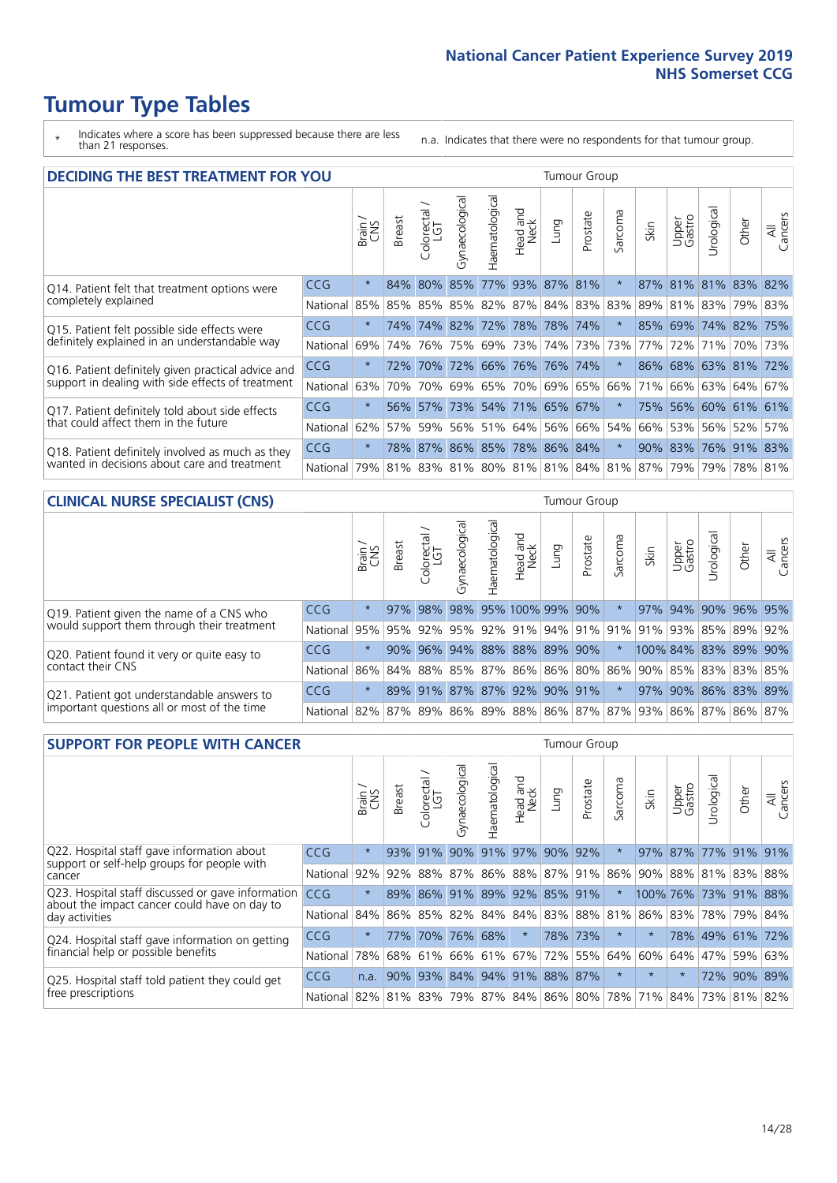# Tumour Type Tables

\* Indicates where a score has been suppressed because there are less than 21 responses.

n.a. Indicates that there were no respondents for that tumour group.

## DECIDING THE BEST TREATMENT FOR YOU

| | | Brain / CNS | Breast | Colorectal / LGT | Gynaecological | Haematological | Head and Neck | Lung | Prostate | Sarcoma | Skin | Upper Gastro | Urological | Other | All Cancers |
|---|---|---|---|---|---|---|---|---|---|---|---|---|---|---|---|
| Q14. Patient felt that treatment options were completely explained | CCG | * | 84% | 80% | 85% | 77% | 93% | 87% | 81% | * | 87% | 81% | 81% | 83% | 82% |
| | National | 85% | 85% | 85% | 85% | 82% | 87% | 84% | 83% | 83% | 89% | 81% | 83% | 79% | 83% |
| Q15. Patient felt possible side effects were definitely explained in an understandable way | CCG | * | 74% | 74% | 82% | 72% | 78% | 78% | 74% | * | 85% | 69% | 74% | 82% | 75% |
| | National | 69% | 74% | 76% | 75% | 69% | 73% | 74% | 73% | 73% | 77% | 72% | 71% | 70% | 73% |
| Q16. Patient definitely given practical advice and support in dealing with side effects of treatment | CCG | * | 72% | 70% | 72% | 66% | 76% | 76% | 74% | * | 86% | 68% | 63% | 81% | 72% |
| | National | 63% | 70% | 70% | 69% | 65% | 70% | 69% | 65% | 66% | 71% | 66% | 63% | 64% | 67% |
| Q17. Patient definitely told about side effects that could affect them in the future | CCG | * | 56% | 57% | 73% | 54% | 71% | 65% | 67% | * | 75% | 56% | 60% | 61% | 61% |
| | National | 62% | 57% | 59% | 56% | 51% | 64% | 56% | 66% | 54% | 66% | 53% | 56% | 52% | 57% |
| Q18. Patient definitely involved as much as they wanted in decisions about care and treatment | CCG | * | 78% | 87% | 86% | 85% | 78% | 86% | 84% | * | 90% | 83% | 76% | 91% | 83% |
| | National | 79% | 81% | 83% | 81% | 80% | 81% | 81% | 84% | 81% | 87% | 79% | 79% | 78% | 81% |

## CLINICAL NURSE SPECIALIST (CNS)

| | | Brain / CNS | Breast | Colorectal / LGT | Gynaecological | Haematological | Head and Neck | Lung | Prostate | Sarcoma | Skin | Upper Gastro | Urological | Other | All Cancers |
|---|---|---|---|---|---|---|---|---|---|---|---|---|---|---|---|
| Q19. Patient given the name of a CNS who would support them through their treatment | CCG | * | 97% | 98% | 98% | 95% | 100% | 99% | 90% | * | 97% | 94% | 90% | 96% | 95% |
| | National | 95% | 95% | 92% | 95% | 92% | 91% | 94% | 91% | 91% | 91% | 93% | 85% | 89% | 92% |
| Q20. Patient found it very or quite easy to contact their CNS | CCG | * | 90% | 96% | 94% | 88% | 88% | 89% | 90% | * | 100% | 84% | 83% | 89% | 90% |
| | National | 86% | 84% | 88% | 85% | 87% | 86% | 86% | 80% | 86% | 90% | 85% | 83% | 83% | 85% |
| Q21. Patient got understandable answers to important questions all or most of the time | CCG | * | 89% | 91% | 87% | 87% | 92% | 90% | 91% | * | 97% | 90% | 86% | 83% | 89% |
| | National | 82% | 87% | 89% | 86% | 89% | 88% | 86% | 87% | 87% | 93% | 86% | 87% | 86% | 87% |

## SUPPORT FOR PEOPLE WITH CANCER

| | | Brain / CNS | Breast | Colorectal / LGT | Gynaecological | Haematological | Head and Neck | Lung | Prostate | Sarcoma | Skin | Upper Gastro | Urological | Other | All Cancers |
|---|---|---|---|---|---|---|---|---|---|---|---|---|---|---|---|
| Q22. Hospital staff gave information about support or self-help groups for people with cancer | CCG | * | 93% | 91% | 90% | 91% | 97% | 90% | 92% | * | 97% | 87% | 77% | 91% | 91% |
| | National | 92% | 92% | 88% | 87% | 86% | 88% | 87% | 91% | 86% | 90% | 88% | 81% | 83% | 88% |
| Q23. Hospital staff discussed or gave information about the impact cancer could have on day to day activities | CCG | * | 89% | 86% | 91% | 89% | 92% | 85% | 91% | * | 100% | 76% | 73% | 91% | 88% |
| | National | 84% | 86% | 85% | 82% | 84% | 84% | 83% | 88% | 81% | 86% | 83% | 78% | 79% | 84% |
| Q24. Hospital staff gave information on getting financial help or possible benefits | CCG | * | 77% | 70% | 76% | 68% | * | 78% | 73% | * | * | 78% | 49% | 61% | 72% |
| | National | 78% | 68% | 61% | 66% | 61% | 67% | 72% | 55% | 64% | 60% | 64% | 47% | 59% | 63% |
| Q25. Hospital staff told patient they could get free prescriptions | CCG | n.a. | 90% | 93% | 84% | 94% | 91% | 88% | 87% | * | * | * | 72% | 90% | 89% |
| | National | 82% | 81% | 83% | 79% | 87% | 84% | 86% | 80% | 78% | 71% | 84% | 73% | 81% | 82% |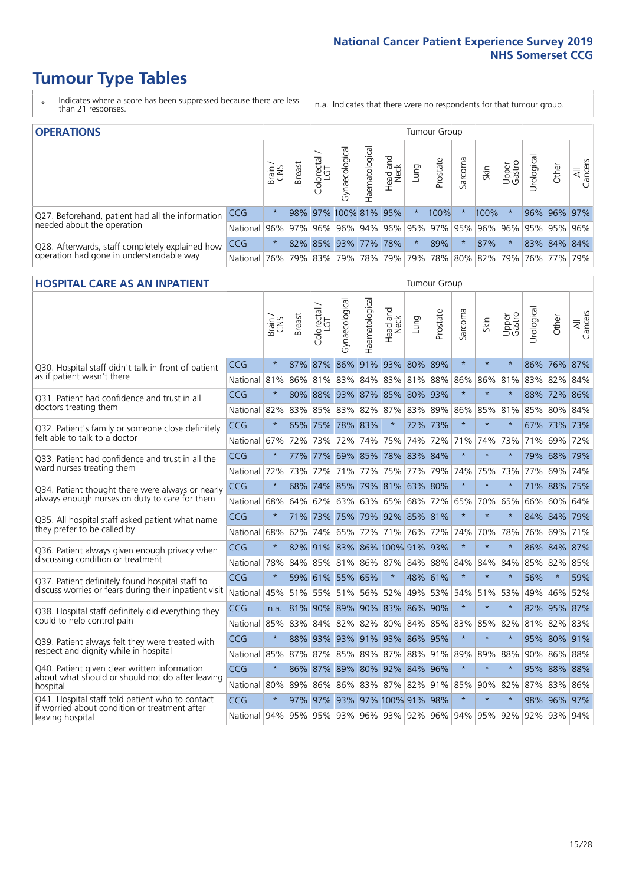# Tumour Type Tables

\* Indicates where a score has been suppressed because there are less than 21 responses.

n.a. Indicates that there were no respondents for that tumour group.

## OPERATIONS

| | | Brain / CNS | Breast | Colorectal / LGT | Gynaecological | Haematological | Head and Neck | Lung | Prostate | Sarcoma | Skin | Upper Gastro | Urological | Other | All Cancers |
|---|---|---|---|---|---|---|---|---|---|---|---|---|---|---|---|
| Q27. Beforehand, patient had all the information needed about the operation | CCG | * | 98% | 97% | 100% | 81% | 95% | * | 100% | * | 100% | * | 96% | 96% | 97% |
| | National | 96% | 97% | 96% | 96% | 94% | 96% | 95% | 97% | 95% | 96% | 96% | 95% | 95% | 96% |
| Q28. Afterwards, staff completely explained how operation had gone in understandable way | CCG | * | 82% | 85% | 93% | 77% | 78% | * | 89% | * | 87% | * | 83% | 84% | 84% |
| | National | 76% | 79% | 83% | 79% | 78% | 79% | 79% | 78% | 80% | 82% | 79% | 76% | 77% | 79% |

## HOSPITAL CARE AS AN INPATIENT

| | | Brain / CNS | Breast | Colorectal / LGT | Gynaecological | Haematological | Head and Neck | Lung | Prostate | Sarcoma | Skin | Upper Gastro | Urological | Other | All Cancers |
|---|---|---|---|---|---|---|---|---|---|---|---|---|---|---|---|
| Q30. Hospital staff didn't talk in front of patient as if patient wasn't there | CCG | * | 87% | 87% | 86% | 91% | 93% | 80% | 89% | * | * | * | 86% | 76% | 87% |
| | National | 81% | 86% | 81% | 83% | 84% | 83% | 81% | 88% | 86% | 86% | 81% | 83% | 82% | 84% |
| Q31. Patient had confidence and trust in all doctors treating them | CCG | * | 80% | 88% | 93% | 87% | 85% | 80% | 93% | * | * | * | 88% | 72% | 86% |
| | National | 82% | 83% | 85% | 83% | 82% | 87% | 83% | 89% | 86% | 85% | 81% | 85% | 80% | 84% |
| Q32. Patient's family or someone close definitely felt able to talk to a doctor | CCG | * | 65% | 75% | 78% | 83% | * | 72% | 73% | * | * | * | 67% | 73% | 73% |
| | National | 67% | 72% | 73% | 72% | 74% | 75% | 74% | 72% | 71% | 74% | 73% | 71% | 69% | 72% |
| Q33. Patient had confidence and trust in all the ward nurses treating them | CCG | * | 77% | 77% | 69% | 85% | 78% | 83% | 84% | * | * | * | 79% | 68% | 79% |
| | National | 72% | 73% | 72% | 71% | 77% | 75% | 77% | 79% | 74% | 75% | 73% | 77% | 69% | 74% |
| Q34. Patient thought there were always or nearly always enough nurses on duty to care for them | CCG | * | 68% | 74% | 85% | 79% | 81% | 63% | 80% | * | * | * | 71% | 88% | 75% |
| | National | 68% | 64% | 62% | 63% | 63% | 65% | 68% | 72% | 65% | 70% | 65% | 66% | 60% | 64% |
| Q35. All hospital staff asked patient what name they prefer to be called by | CCG | * | 71% | 73% | 75% | 79% | 92% | 85% | 81% | * | * | * | 84% | 84% | 79% |
| | National | 68% | 62% | 74% | 65% | 72% | 71% | 76% | 72% | 74% | 70% | 78% | 76% | 69% | 71% |
| Q36. Patient always given enough privacy when discussing condition or treatment | CCG | * | 82% | 91% | 83% | 86% | 100% | 91% | 93% | * | * | * | 86% | 84% | 87% |
| | National | 78% | 84% | 85% | 81% | 86% | 87% | 84% | 88% | 84% | 84% | 84% | 85% | 82% | 85% |
| Q37. Patient definitely found hospital staff to discuss worries or fears during their inpatient visit | CCG | * | 59% | 61% | 55% | 65% | * | 48% | 61% | * | * | * | 56% | * | 59% |
| | National | 45% | 51% | 55% | 51% | 56% | 52% | 49% | 53% | 54% | 51% | 53% | 49% | 46% | 52% |
| Q38. Hospital staff definitely did everything they could to help control pain | CCG | n.a. | 81% | 90% | 89% | 90% | 83% | 86% | 90% | * | * | * | 82% | 95% | 87% |
| | National | 85% | 83% | 84% | 82% | 82% | 80% | 84% | 85% | 83% | 85% | 82% | 81% | 82% | 83% |
| Q39. Patient always felt they were treated with respect and dignity while in hospital | CCG | * | 88% | 93% | 93% | 91% | 93% | 86% | 95% | * | * | * | 95% | 80% | 91% |
| | National | 85% | 87% | 87% | 85% | 89% | 87% | 88% | 91% | 89% | 89% | 88% | 90% | 86% | 88% |
| Q40. Patient given clear written information about what should or should not do after leaving hospital | CCG | * | 86% | 87% | 89% | 80% | 92% | 84% | 96% | * | * | * | 95% | 88% | 88% |
| | National | 80% | 89% | 86% | 86% | 83% | 87% | 82% | 91% | 85% | 90% | 82% | 87% | 83% | 86% |
| Q41. Hospital staff told patient who to contact if worried about condition or treatment after leaving hospital | CCG | * | 97% | 97% | 93% | 97% | 100% | 91% | 98% | * | * | * | 98% | 96% | 97% |
| | National | 94% | 95% | 95% | 93% | 96% | 93% | 92% | 96% | 94% | 95% | 92% | 92% | 93% | 94% |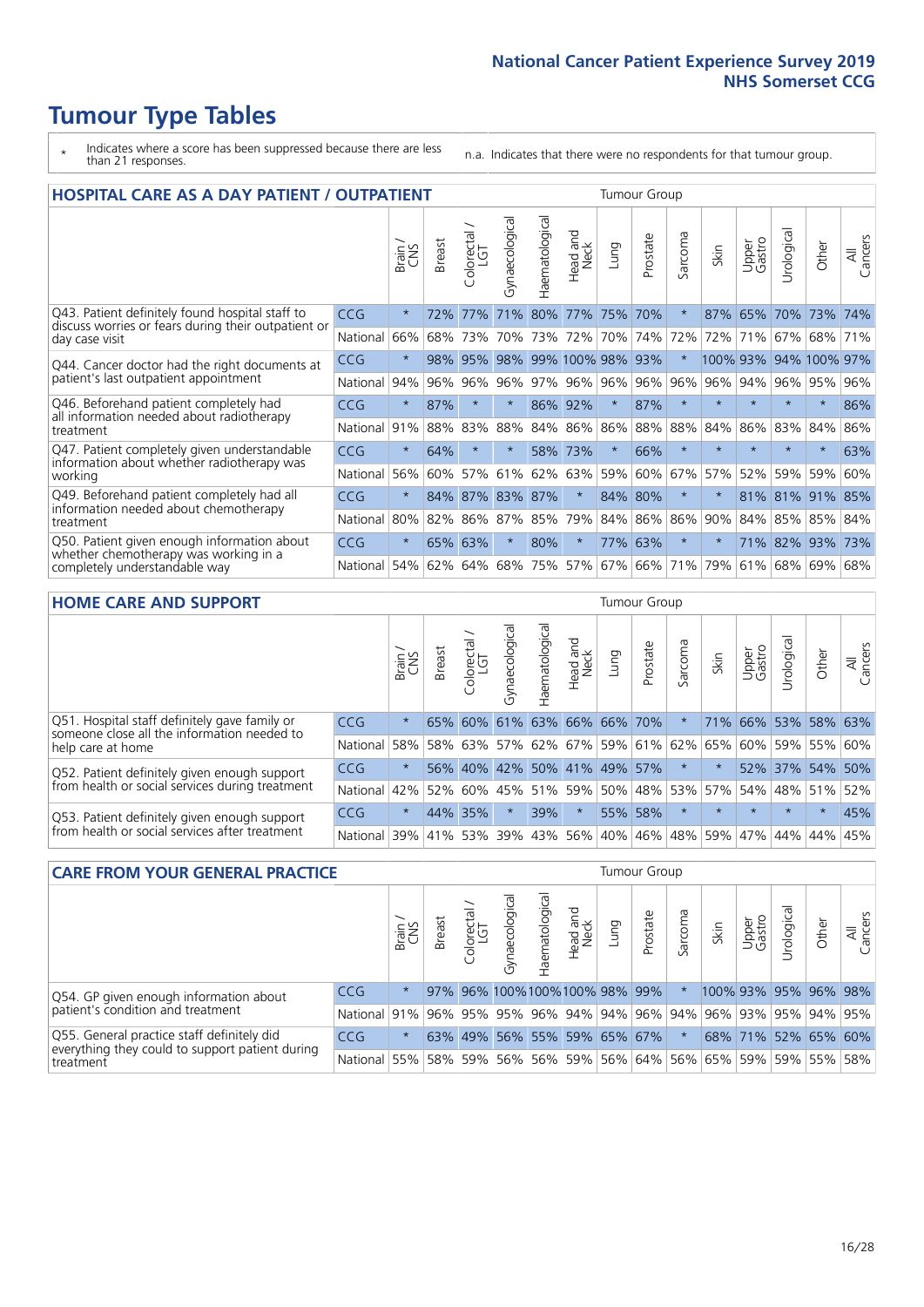# Tumour Type Tables

\* Indicates where a score has been suppressed because there are less than 21 responses.

n.a. Indicates that there were no respondents for that tumour group.

## HOSPITAL CARE AS A DAY PATIENT / OUTPATIENT

| | | Brain / CNS | Breast | Colorectal / LGT | Gynaecological | Haematological | Head and Neck | Lung | Prostate | Sarcoma | Skin | Upper Gastro | Urological | Other | All Cancers |
|---|---|---|---|---|---|---|---|---|---|---|---|---|---|---|---|
| Q43. Patient definitely found hospital staff to discuss worries or fears during their outpatient or day case visit | CCG | * | 72% | 77% | 71% | 80% | 77% | 75% | 70% | * | 87% | 65% | 70% | 73% | 74% |
| | National | 66% | 68% | 73% | 70% | 73% | 72% | 70% | 74% | 72% | 72% | 71% | 67% | 68% | 71% |
| Q44. Cancer doctor had the right documents at patient's last outpatient appointment | CCG | * | 98% | 95% | 98% | 99% | 100% | 98% | 93% | * | 100% | 93% | 94% | 100% | 97% |
| | National | 94% | 96% | 96% | 96% | 97% | 96% | 96% | 96% | 96% | 96% | 94% | 96% | 95% | 96% |
| Q46. Beforehand patient completely had all information needed about radiotherapy treatment | CCG | * | 87% | * | * | 86% | 92% | * | 87% | * | * | * | * | * | 86% |
| | National | 91% | 88% | 83% | 88% | 84% | 86% | 86% | 88% | 88% | 84% | 86% | 83% | 84% | 86% |
| Q47. Patient completely given understandable information about whether radiotherapy was working | CCG | * | 64% | * | * | 58% | 73% | * | 66% | * | * | * | * | * | 63% |
| | National | 56% | 60% | 57% | 61% | 62% | 63% | 59% | 60% | 67% | 57% | 52% | 59% | 59% | 60% |
| Q49. Beforehand patient completely had all information needed about chemotherapy treatment | CCG | * | 84% | 87% | 83% | 87% | * | 84% | 80% | * | * | 81% | 81% | 91% | 85% |
| | National | 80% | 82% | 86% | 87% | 85% | 79% | 84% | 86% | 86% | 90% | 84% | 85% | 85% | 84% |
| Q50. Patient given enough information about whether chemotherapy was working in a completely understandable way | CCG | * | 65% | 63% | * | 80% | * | 77% | 63% | * | * | 71% | 82% | 93% | 73% |
| | National | 54% | 62% | 64% | 68% | 75% | 57% | 67% | 66% | 71% | 79% | 61% | 68% | 69% | 68% |

## HOME CARE AND SUPPORT

| | | Brain / CNS | Breast | Colorectal / LGT | Gynaecological | Haematological | Head and Neck | Lung | Prostate | Sarcoma | Skin | Upper Gastro | Urological | Other | All Cancers |
|---|---|---|---|---|---|---|---|---|---|---|---|---|---|---|---|
| Q51. Hospital staff definitely gave family or someone close all the information needed to help care at home | CCG | * | 65% | 60% | 61% | 63% | 66% | 66% | 70% | * | 71% | 66% | 53% | 58% | 63% |
| | National | 58% | 58% | 63% | 57% | 62% | 67% | 59% | 61% | 62% | 65% | 60% | 59% | 55% | 60% |
| Q52. Patient definitely given enough support from health or social services during treatment | CCG | * | 56% | 40% | 42% | 50% | 41% | 49% | 57% | * | * | 52% | 37% | 54% | 50% |
| | National | 42% | 52% | 60% | 45% | 51% | 59% | 50% | 48% | 53% | 57% | 54% | 48% | 51% | 52% |
| Q53. Patient definitely given enough support from health or social services after treatment | CCG | * | 44% | 35% | * | 39% | * | 55% | 58% | * | * | * | * | * | 45% |
| | National | 39% | 41% | 53% | 39% | 43% | 56% | 40% | 46% | 48% | 59% | 47% | 44% | 44% | 45% |

## CARE FROM YOUR GENERAL PRACTICE

| | | Brain / CNS | Breast | Colorectal / LGT | Gynaecological | Haematological | Head and Neck | Lung | Prostate | Sarcoma | Skin | Upper Gastro | Urological | Other | All Cancers |
|---|---|---|---|---|---|---|---|---|---|---|---|---|---|---|---|
| Q54. GP given enough information about patient's condition and treatment | CCG | * | 97% | 96% | 100% | 100% | 100% | 98% | 99% | * | 100% | 93% | 95% | 96% | 98% |
| | National | 91% | 96% | 95% | 95% | 96% | 94% | 94% | 96% | 94% | 96% | 93% | 95% | 94% | 95% |
| Q55. General practice staff definitely did everything they could to support patient during treatment | CCG | * | 63% | 49% | 56% | 55% | 59% | 65% | 67% | * | 68% | 71% | 52% | 65% | 60% |
| | National | 55% | 58% | 59% | 56% | 56% | 59% | 56% | 64% | 56% | 65% | 59% | 59% | 55% | 58% |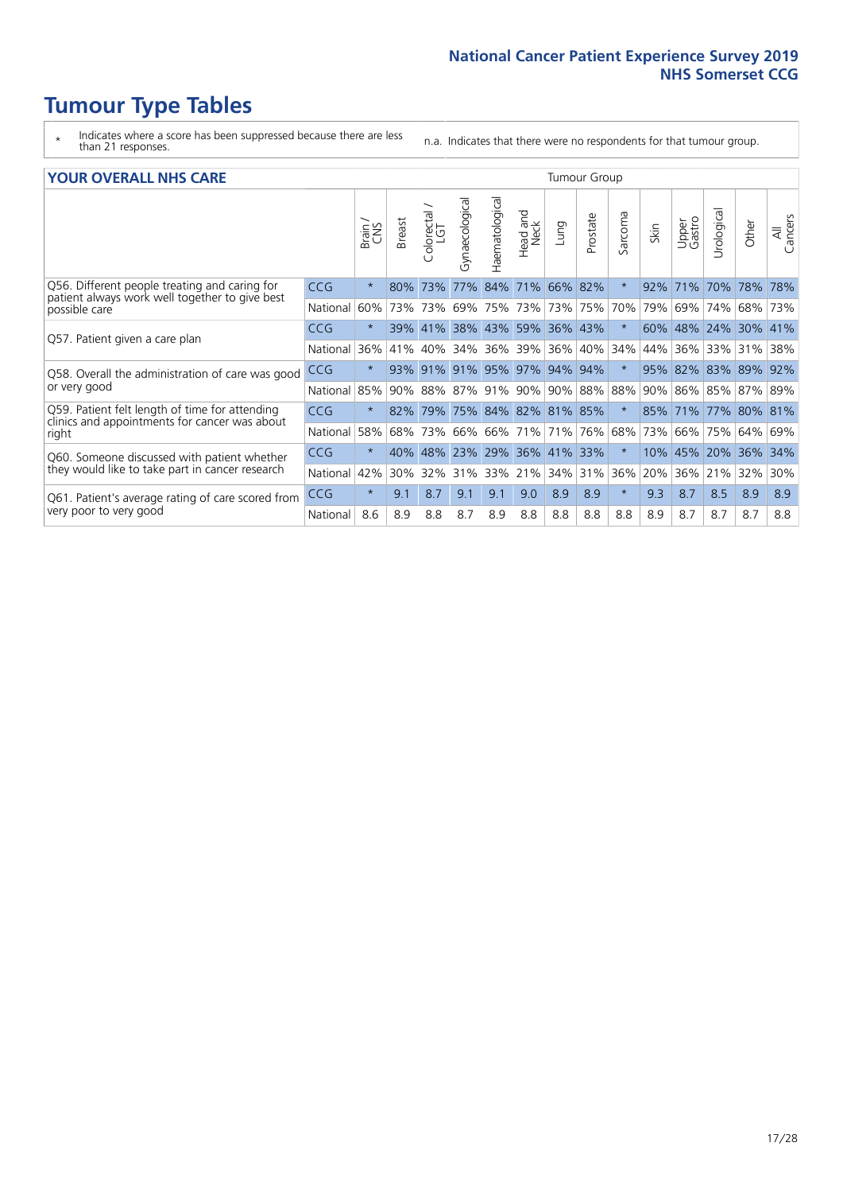# Tumour Type Tables

\* Indicates where a score has been suppressed because there are less than 21 responses.

n.a. Indicates that there were no respondents for that tumour group.

## YOUR OVERALL NHS CARE

| | | Tumour Group | | | | | | | | | | | | | |
|---|---|---|---|---|---|---|---|---|---|---|---|---|---|---|---|
| | | Brain / CNS | Breast | Colorectal / LGT | Gynaecological | Haematological | Head and Neck | Lung | Prostate | Sarcoma | Skin | Upper Gastro | Urological | Other | All Cancers |
| Q56. Different people treating and caring for patient always work well together to give best possible care | CCG | * | 80% | 73% | 77% | 84% | 71% | 66% | 82% | * | 92% | 71% | 70% | 78% | 78% |
| | National | 60% | 73% | 73% | 69% | 75% | 73% | 73% | 75% | 70% | 79% | 69% | 74% | 68% | 73% |
| Q57. Patient given a care plan | CCG | * | 39% | 41% | 38% | 43% | 59% | 36% | 43% | * | 60% | 48% | 24% | 30% | 41% |
| | National | 36% | 41% | 40% | 34% | 36% | 39% | 36% | 40% | 34% | 44% | 36% | 33% | 31% | 38% |
| Q58. Overall the administration of care was good or very good | CCG | * | 93% | 91% | 91% | 95% | 97% | 94% | 94% | * | 95% | 82% | 83% | 89% | 92% |
| | National | 85% | 90% | 88% | 87% | 91% | 90% | 90% | 88% | 88% | 90% | 86% | 85% | 87% | 89% |
| Q59. Patient felt length of time for attending clinics and appointments for cancer was about right | CCG | * | 82% | 79% | 75% | 84% | 82% | 81% | 85% | * | 85% | 71% | 77% | 80% | 81% |
| | National | 58% | 68% | 73% | 66% | 66% | 71% | 71% | 76% | 68% | 73% | 66% | 75% | 64% | 69% |
| Q60. Someone discussed with patient whether they would like to take part in cancer research | CCG | * | 40% | 48% | 23% | 29% | 36% | 41% | 33% | * | 10% | 45% | 20% | 36% | 34% |
| | National | 42% | 30% | 32% | 31% | 33% | 21% | 34% | 31% | 36% | 20% | 36% | 21% | 32% | 30% |
| Q61. Patient's average rating of care scored from very poor to very good | CCG | * | 9.1 | 8.7 | 9.1 | 9.1 | 9.0 | 8.9 | 8.9 | * | 9.3 | 8.7 | 8.5 | 8.9 | 8.9 |
| | National | 8.6 | 8.9 | 8.8 | 8.7 | 8.9 | 8.8 | 8.8 | 8.8 | 8.8 | 8.9 | 8.7 | 8.7 | 8.7 | 8.8 |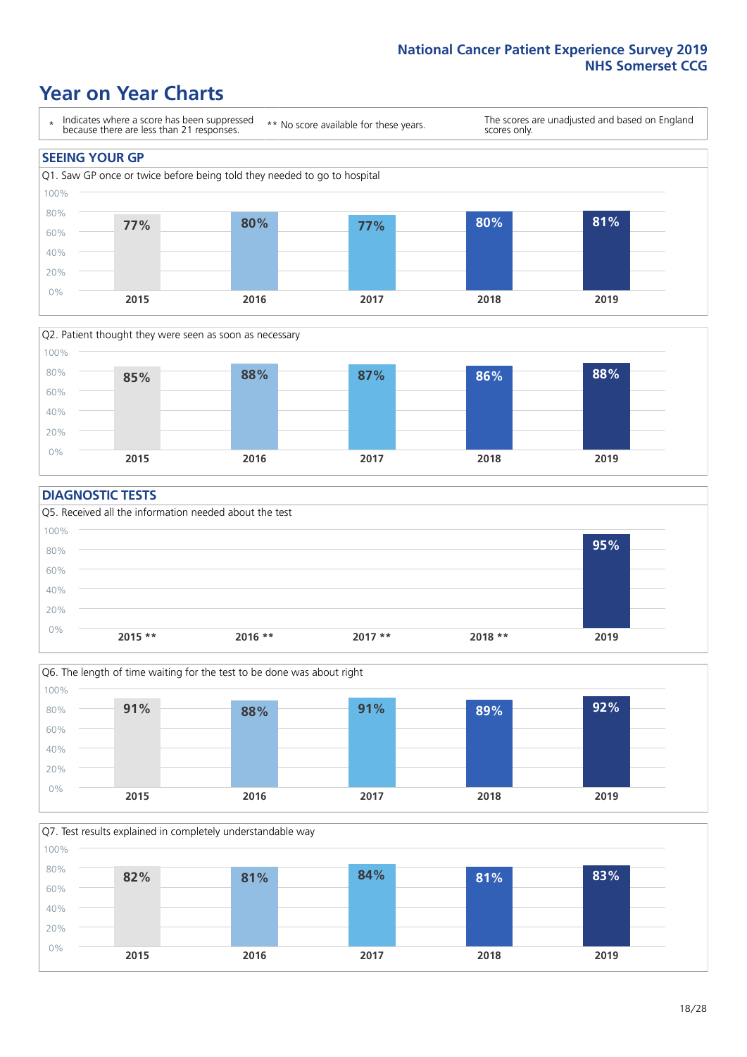# Year on Year Charts

| * Indicates where a score has been suppressed because there are less than 21 responses. | ** No score available for these years. | The scores are unadjusted and based on England scores only. |
|---|---|---|

## SEEING YOUR GP

Q1. Saw GP once or twice before being told they needed to go to hospital

| 2015 | 2016 | 2017 | 2018 | 2019 |
|---|---|---|---|---|
| 77% | 80% | 77% | 80% | 81% |

Q2. Patient thought they were seen as soon as necessary

| 2015 | 2016 | 2017 | 2018 | 2019 |
|---|---|---|---|---|
| 85% | 88% | 87% | 86% | 88% |

## DIAGNOSTIC TESTS

Q5. Received all the information needed about the test

| 2015 ** | 2016 ** | 2017 ** | 2018 ** | 2019 |
|---|---|---|---|---|
| | | | | 95% |

Q6. The length of time waiting for the test to be done was about right

| 2015 | 2016 | 2017 | 2018 | 2019 |
|---|---|---|---|---|
| 91% | 88% | 91% | 89% | 92% |

Q7. Test results explained in completely understandable way

| 2015 | 2016 | 2017 | 2018 | 2019 |
|---|---|---|---|---|
| 82% | 81% | 84% | 81% | 83% |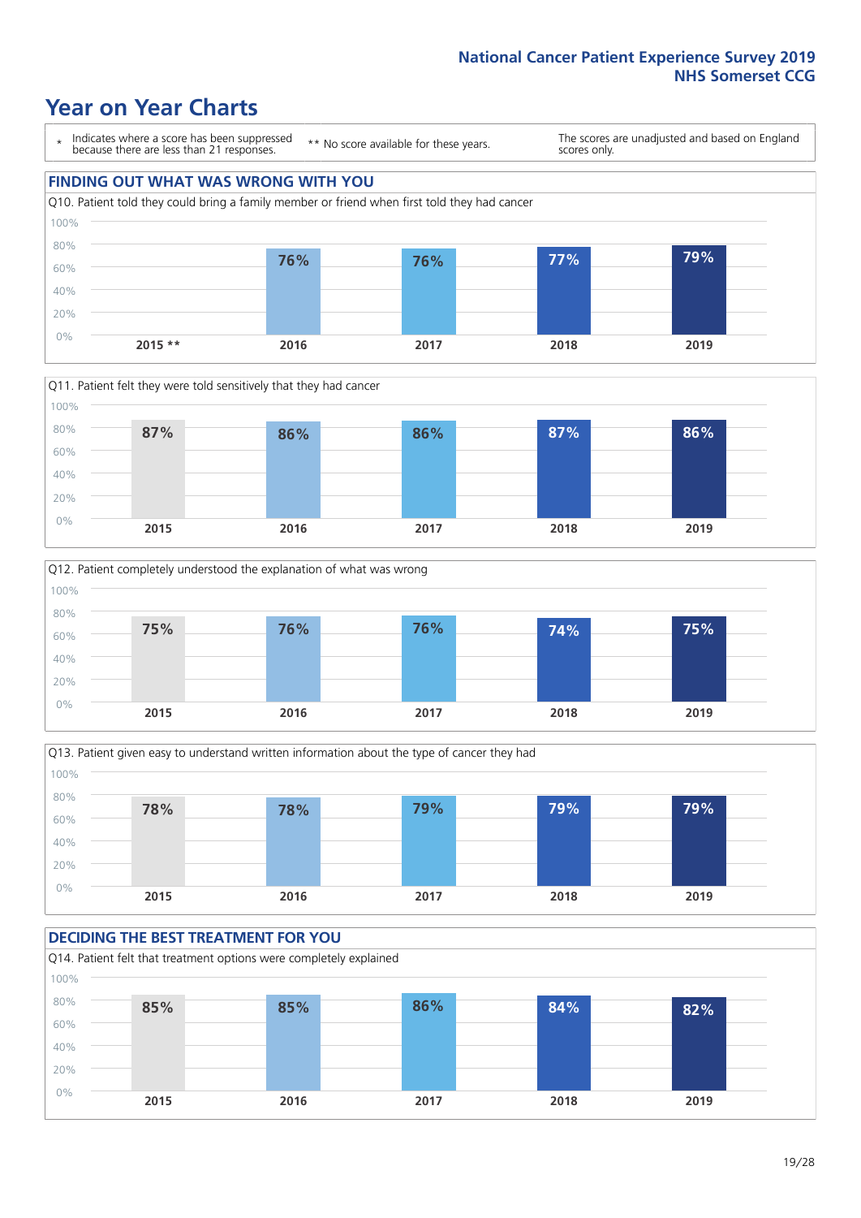# Year on Year Charts

\* Indicates where a score has been suppressed because there are less than 21 responses.

** No score available for these years.

The scores are unadjusted and based on England scores only.

## FINDING OUT WHAT WAS WRONG WITH YOU

Q10. Patient told they could bring a family member or friend when first told they had cancer

| 2015 ** | 2016 | 2017 | 2018 | 2019 |
|---|---|---|---|---|
| | 76% | 76% | 77% | 79% |

Q11. Patient felt they were told sensitively that they had cancer

| 2015 | 2016 | 2017 | 2018 | 2019 |
|---|---|---|---|---|
| 87% | 86% | 86% | 87% | 86% |

Q12. Patient completely understood the explanation of what was wrong

| 2015 | 2016 | 2017 | 2018 | 2019 |
|---|---|---|---|---|
| 75% | 76% | 76% | 74% | 75% |

Q13. Patient given easy to understand written information about the type of cancer they had

| 2015 | 2016 | 2017 | 2018 | 2019 |
|---|---|---|---|---|
| 78% | 78% | 79% | 79% | 79% |

## DECIDING THE BEST TREATMENT FOR YOU

Q14. Patient felt that treatment options were completely explained

| 2015 | 2016 | 2017 | 2018 | 2019 |
|---|---|---|---|---|
| 85% | 85% | 86% | 84% | 82% |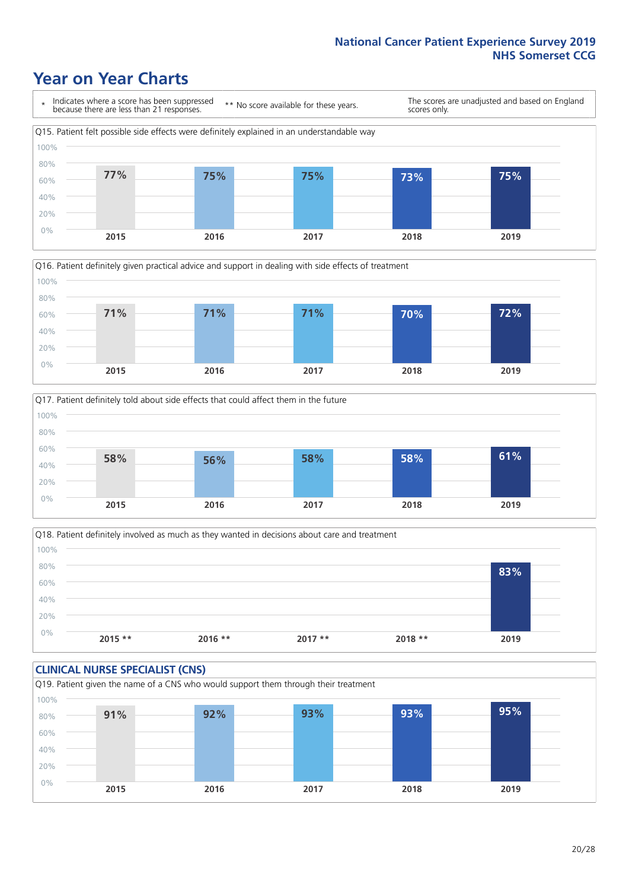# Year on Year Charts

\* Indicates where a score has been suppressed because there are less than 21 responses.

\*\* No score available for these years.

The scores are unadjusted and based on England scores only.

Q15. Patient felt possible side effects were definitely explained in an understandable way

| 2015 | 2016 | 2017 | 2018 | 2019 |
|---|---|---|---|---|
| 77% | 75% | 75% | 73% | 75% |

Q16. Patient definitely given practical advice and support in dealing with side effects of treatment

| 2015 | 2016 | 2017 | 2018 | 2019 |
|---|---|---|---|---|
| 71% | 71% | 71% | 70% | 72% |

Q17. Patient definitely told about side effects that could affect them in the future

| 2015 | 2016 | 2017 | 2018 | 2019 |
|---|---|---|---|---|
| 58% | 56% | 58% | 58% | 61% |

Q18. Patient definitely involved as much as they wanted in decisions about care and treatment

| 2015 ** | 2016 ** | 2017 ** | 2018 ** | 2019 |
|---|---|---|---|---|
| | | | | 83% |

## CLINICAL NURSE SPECIALIST (CNS)

Q19. Patient given the name of a CNS who would support them through their treatment

| 2015 | 2016 | 2017 | 2018 | 2019 |
|---|---|---|---|---|
| 91% | 92% | 93% | 93% | 95% |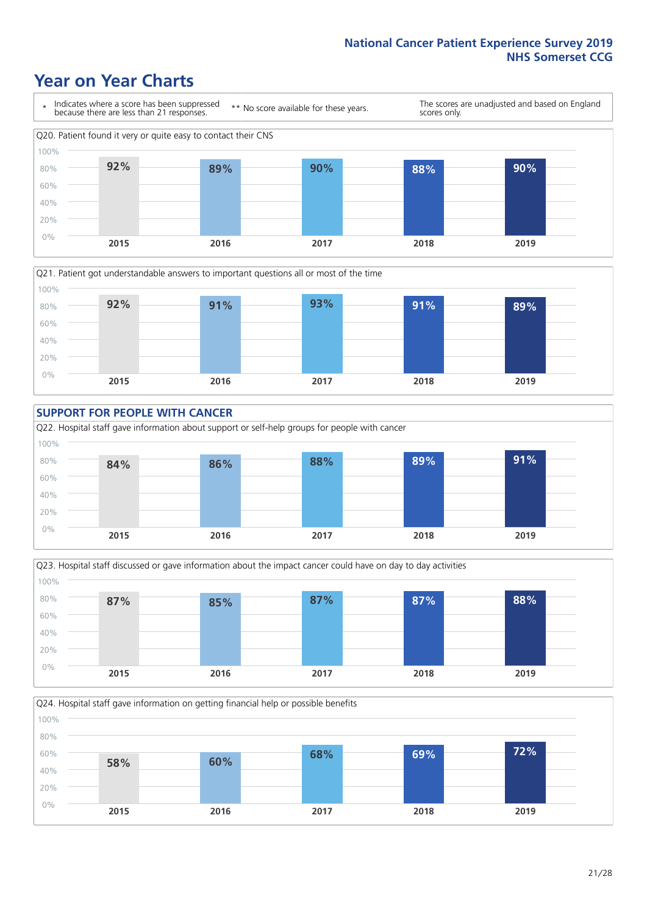# Year on Year Charts

\* Indicates where a score has been suppressed because there are less than 21 responses.

** No score available for these years.

The scores are unadjusted and based on England scores only.

Q20. Patient found it very or quite easy to contact their CNS

| 2015 | 2016 | 2017 | 2018 | 2019 |
|---|---|---|---|---|
| 92% | 89% | 90% | 88% | 90% |

Q21. Patient got understandable answers to important questions all or most of the time

| 2015 | 2016 | 2017 | 2018 | 2019 |
|---|---|---|---|---|
| 92% | 91% | 93% | 91% | 89% |

## SUPPORT FOR PEOPLE WITH CANCER

Q22. Hospital staff gave information about support or self-help groups for people with cancer

| 2015 | 2016 | 2017 | 2018 | 2019 |
|---|---|---|---|---|
| 84% | 86% | 88% | 89% | 91% |

Q23. Hospital staff discussed or gave information about the impact cancer could have on day to day activities

| 2015 | 2016 | 2017 | 2018 | 2019 |
|---|---|---|---|---|
| 87% | 85% | 87% | 87% | 88% |

Q24. Hospital staff gave information on getting financial help or possible benefits

| 2015 | 2016 | 2017 | 2018 | 2019 |
|---|---|---|---|---|
| 58% | 60% | 68% | 69% | 72% |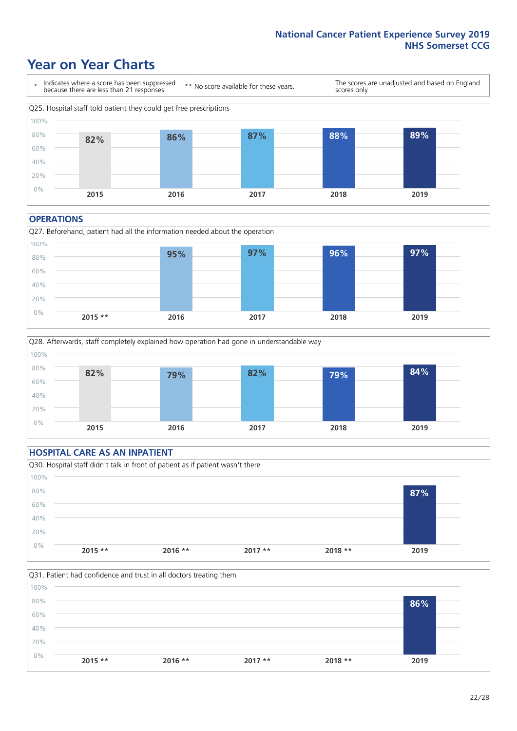# Year on Year Charts

\* Indicates where a score has been suppressed because there are less than 21 responses. ** No score available for these years. The scores are unadjusted and based on England scores only.

Q25. Hospital staff told patient they could get free prescriptions

| 2015 | 2016 | 2017 | 2018 | 2019 |
|---|---|---|---|---|
| 82% | 86% | 87% | 88% | 89% |

## OPERATIONS

Q27. Beforehand, patient had all the information needed about the operation

| 2015 ** | 2016 | 2017 | 2018 | 2019 |
|---|---|---|---|---|
| | 95% | 97% | 96% | 97% |

Q28. Afterwards, staff completely explained how operation had gone in understandable way

| 2015 | 2016 | 2017 | 2018 | 2019 |
|---|---|---|---|---|
| 82% | 79% | 82% | 79% | 84% |

## HOSPITAL CARE AS AN INPATIENT

Q30. Hospital staff didn't talk in front of patient as if patient wasn't there

| 2015 ** | 2016 ** | 2017 ** | 2018 ** | 2019 |
|---|---|---|---|---|
| | | | | 87% |

Q31. Patient had confidence and trust in all doctors treating them

| 2015 ** | 2016 ** | 2017 ** | 2018 ** | 2019 |
|---|---|---|---|---|
| | | | | 86% |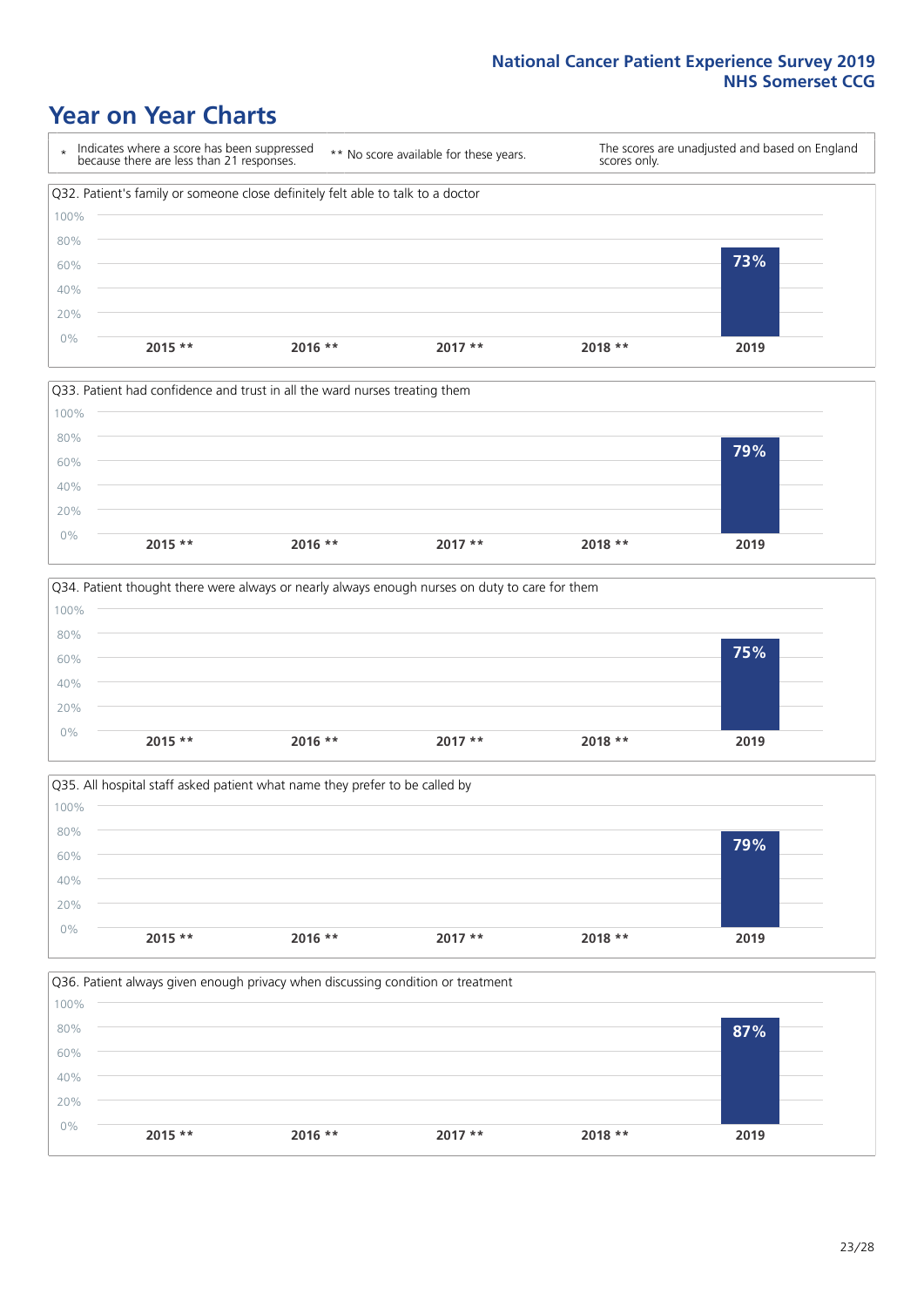# Year on Year Charts

\* Indicates where a score has been suppressed because there are less than 21 responses.

\*\* No score available for these years.

The scores are unadjusted and based on England scores only.

Q32. Patient's family or someone close definitely felt able to talk to a doctor

| 2015 ** | 2016 ** | 2017 ** | 2018 ** | 2019 |
|---|---|---|---|---|
| | | | | 73% |

Q33. Patient had confidence and trust in all the ward nurses treating them

| 2015 ** | 2016 ** | 2017 ** | 2018 ** | 2019 |
|---|---|---|---|---|
| | | | | 79% |

Q34. Patient thought there were always or nearly always enough nurses on duty to care for them

| 2015 ** | 2016 ** | 2017 ** | 2018 ** | 2019 |
|---|---|---|---|---|
| | | | | 75% |

Q35. All hospital staff asked patient what name they prefer to be called by

| 2015 ** | 2016 ** | 2017 ** | 2018 ** | 2019 |
|---|---|---|---|---|
| | | | | 79% |

Q36. Patient always given enough privacy when discussing condition or treatment

| 2015 ** | 2016 ** | 2017 ** | 2018 ** | 2019 |
|---|---|---|---|---|
| | | | | 87% |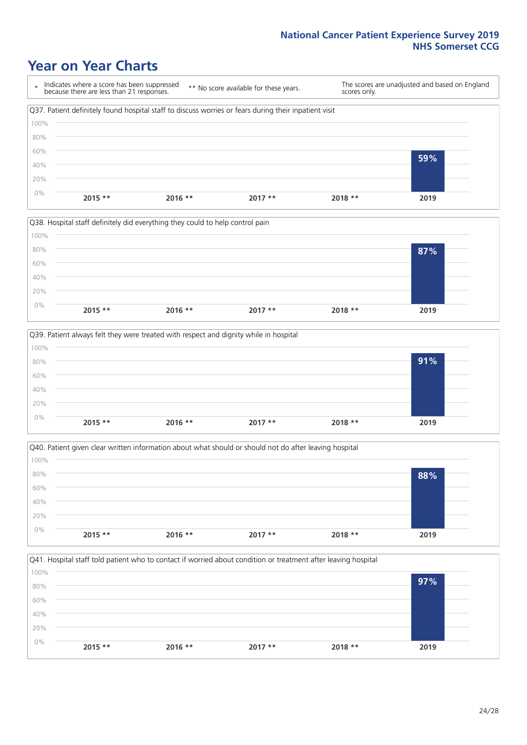# Year on Year Charts

| * Indicates where a score has been suppressed because there are less than 21 responses. | ** No score available for these years. | The scores are unadjusted and based on England scores only. |
|---|---|---|

Q37. Patient definitely found hospital staff to discuss worries or fears during their inpatient visit

| 2015 ** | 2016 ** | 2017 ** | 2018 ** | 2019 |
|---|---|---|---|---|
| | | | | 59% |

Q38. Hospital staff definitely did everything they could to help control pain

| 2015 ** | 2016 ** | 2017 ** | 2018 ** | 2019 |
|---|---|---|---|---|
| | | | | 87% |

Q39. Patient always felt they were treated with respect and dignity while in hospital

| 2015 ** | 2016 ** | 2017 ** | 2018 ** | 2019 |
|---|---|---|---|---|
| | | | | 91% |

Q40. Patient given clear written information about what should or should not do after leaving hospital

| 2015 ** | 2016 ** | 2017 ** | 2018 ** | 2019 |
|---|---|---|---|---|
| | | | | 88% |

Q41. Hospital staff told patient who to contact if worried about condition or treatment after leaving hospital

| 2015 ** | 2016 ** | 2017 ** | 2018 ** | 2019 |
|---|---|---|---|---|
| | | | | 97% |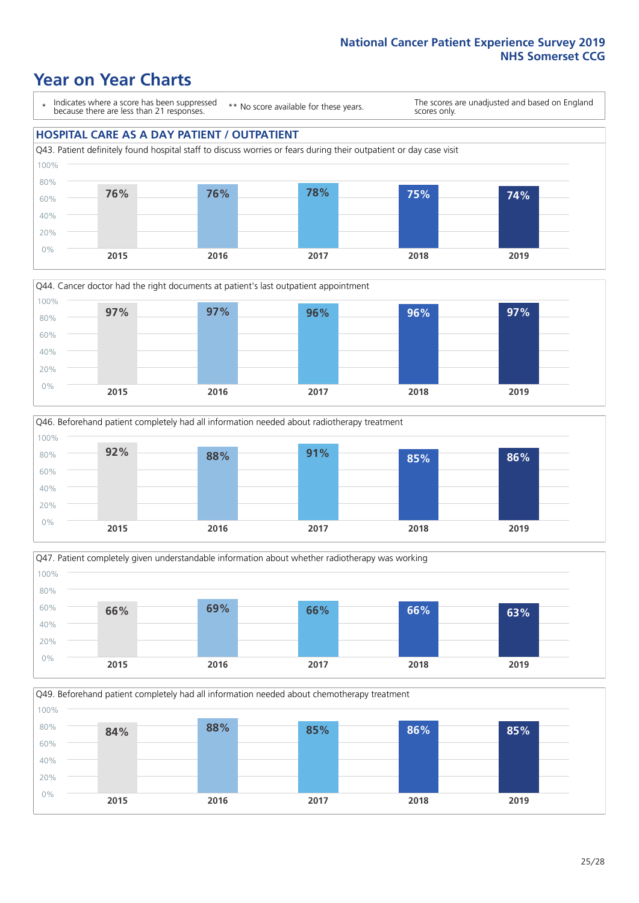# Year on Year Charts

\* Indicates where a score has been suppressed because there are less than 21 responses.

** No score available for these years.

The scores are unadjusted and based on England scores only.

## HOSPITAL CARE AS A DAY PATIENT / OUTPATIENT

Q43. Patient definitely found hospital staff to discuss worries or fears during their outpatient or day case visit

| 2015 | 2016 | 2017 | 2018 | 2019 |
|---|---|---|---|---|
| 76% | 76% | 78% | 75% | 74% |

Q44. Cancer doctor had the right documents at patient's last outpatient appointment

| 2015 | 2016 | 2017 | 2018 | 2019 |
|---|---|---|---|---|
| 97% | 97% | 96% | 96% | 97% |

Q46. Beforehand patient completely had all information needed about radiotherapy treatment

| 2015 | 2016 | 2017 | 2018 | 2019 |
|---|---|---|---|---|
| 92% | 88% | 91% | 85% | 86% |

Q47. Patient completely given understandable information about whether radiotherapy was working

| 2015 | 2016 | 2017 | 2018 | 2019 |
|---|---|---|---|---|
| 66% | 69% | 66% | 66% | 63% |

Q49. Beforehand patient completely had all information needed about chemotherapy treatment

| 2015 | 2016 | 2017 | 2018 | 2019 |
|---|---|---|---|---|
| 84% | 88% | 85% | 86% | 85% |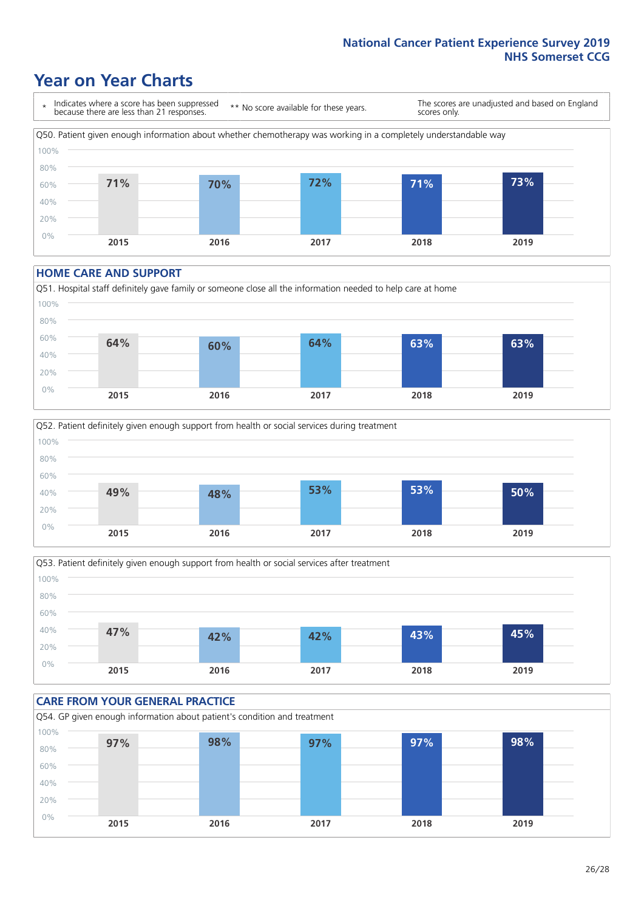# Year on Year Charts

\* Indicates where a score has been suppressed because there are less than 21 responses.

** No score available for these years.

The scores are unadjusted and based on England scores only.

Q50. Patient given enough information about whether chemotherapy was working in a completely understandable way

| 2015 | 2016 | 2017 | 2018 | 2019 |
|---|---|---|---|---|
| 71% | 70% | 72% | 71% | 73% |

## HOME CARE AND SUPPORT

Q51. Hospital staff definitely gave family or someone close all the information needed to help care at home

| 2015 | 2016 | 2017 | 2018 | 2019 |
|---|---|---|---|---|
| 64% | 60% | 64% | 63% | 63% |

Q52. Patient definitely given enough support from health or social services during treatment

| 2015 | 2016 | 2017 | 2018 | 2019 |
|---|---|---|---|---|
| 49% | 48% | 53% | 53% | 50% |

Q53. Patient definitely given enough support from health or social services after treatment

| 2015 | 2016 | 2017 | 2018 | 2019 |
|---|---|---|---|---|
| 47% | 42% | 42% | 43% | 45% |

## CARE FROM YOUR GENERAL PRACTICE

Q54. GP given enough information about patient's condition and treatment

| 2015 | 2016 | 2017 | 2018 | 2019 |
|---|---|---|---|---|
| 97% | 98% | 97% | 97% | 98% |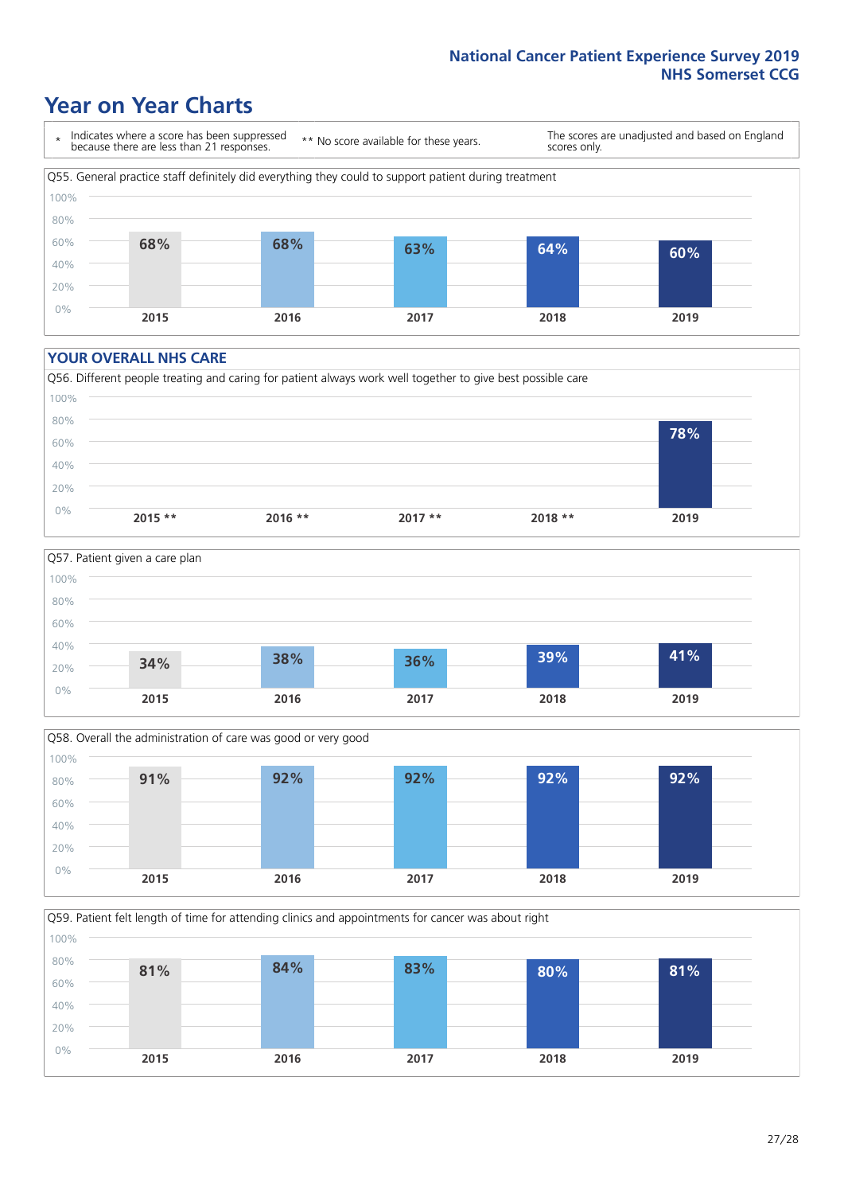## Year on Year Charts

\* Indicates where a score has been suppressed because there are less than 21 responses.

\*\* No score available for these years.

The scores are unadjusted and based on England scores only.

Q55. General practice staff definitely did everything they could to support patient during treatment

| 2015 | 2016 | 2017 | 2018 | 2019 |
|---|---|---|---|---|
| 68% | 68% | 63% | 64% | 60% |

### YOUR OVERALL NHS CARE

Q56. Different people treating and caring for patient always work well together to give best possible care

| 2015 ** | 2016 ** | 2017 ** | 2018 ** | 2019 |
|---|---|---|---|---|
| | | | | 78% |

Q57. Patient given a care plan

| 2015 | 2016 | 2017 | 2018 | 2019 |
|---|---|---|---|---|
| 34% | 38% | 36% | 39% | 41% |

Q58. Overall the administration of care was good or very good

| 2015 | 2016 | 2017 | 2018 | 2019 |
|---|---|---|---|---|
| 91% | 92% | 92% | 92% | 92% |

Q59. Patient felt length of time for attending clinics and appointments for cancer was about right

| 2015 | 2016 | 2017 | 2018 | 2019 |
|---|---|---|---|---|
| 81% | 84% | 83% | 80% | 81% |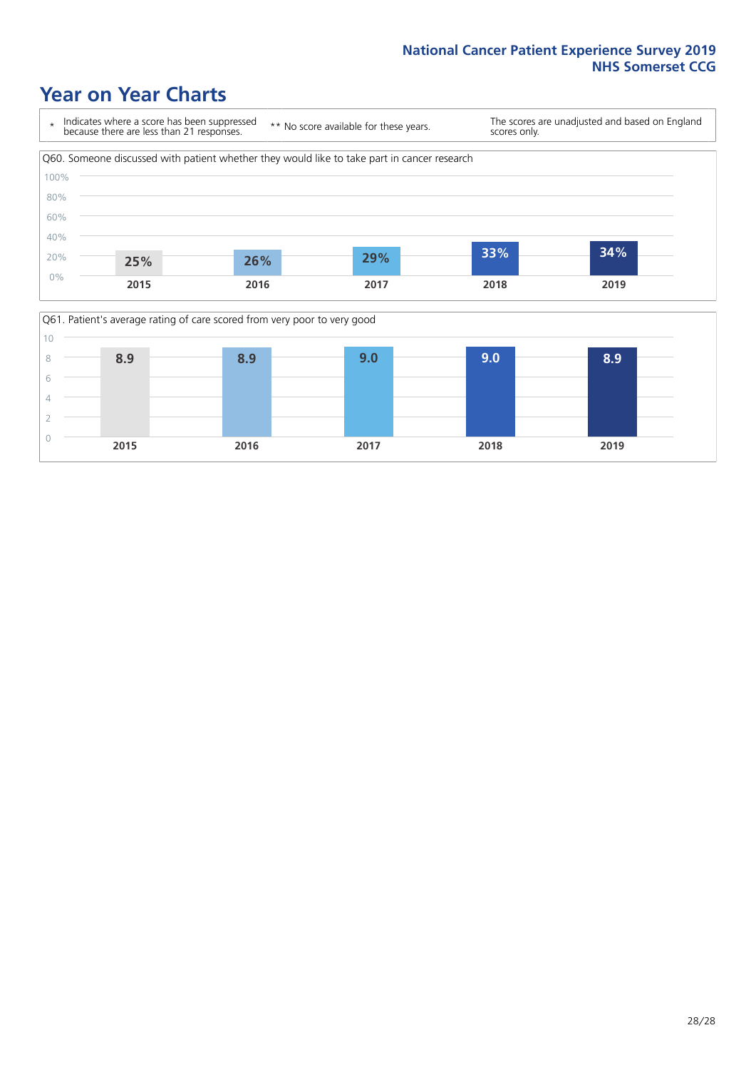# Year on Year Charts

\* Indicates where a score has been suppressed because there are less than 21 responses.

\*\* No score available for these years.

The scores are unadjusted and based on England scores only.

Q60. Someone discussed with patient whether they would like to take part in cancer research

100%
80%
60%
40%
20%
0%

25% 2015
26% 2016
29% 2017
33% 2018
34% 2019

Q61. Patient's average rating of care scored from very poor to very good

10
8
6
4
2
0

8.9 2015
8.9 2016
9.0 2017
9.0 2018
8.9 2019